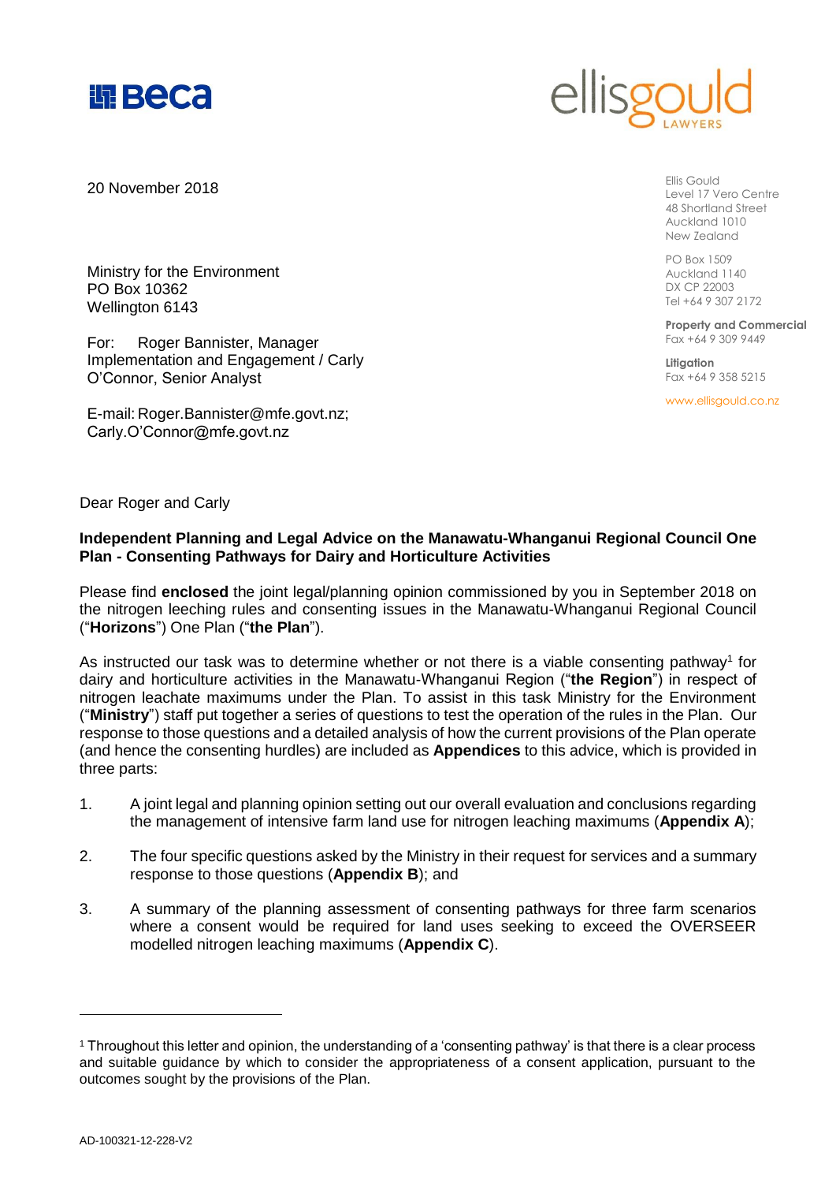Beca

ellisgould LAWYERS

20 November 2018

Ellis Gould
Level 17 Vero Centre
48 Shortland Street
Auckland 1010
New Zealand

PO Box 1509
Auckland 1140
DX CP 22003
Tel +64 9 307 2172

**Property and Commercial**
Fax +64 9 309 9449

**Litigation**
Fax +64 9 358 5215

www.ellisgould.co.nz

Ministry for the Environment
PO Box 10362
Wellington 6143

For: Roger Bannister, Manager Implementation and Engagement / Carly O'Connor, Senior Analyst

E-mail: Roger.Bannister@mfe.govt.nz; Carly.O'Connor@mfe.govt.nz

Dear Roger and Carly

**Independent Planning and Legal Advice on the Manawatu-Whanganui Regional Council One Plan - Consenting Pathways for Dairy and Horticulture Activities**

Please find **enclosed** the joint legal/planning opinion commissioned by you in September 2018 on the nitrogen leeching rules and consenting issues in the Manawatu-Whanganui Regional Council ("**Horizons**") One Plan ("**the Plan**").

As instructed our task was to determine whether or not there is a viable consenting pathway[1] for dairy and horticulture activities in the Manawatu-Whanganui Region ("**the Region**") in respect of nitrogen leachate maximums under the Plan. To assist in this task Ministry for the Environment ("**Ministry**") staff put together a series of questions to test the operation of the rules in the Plan. Our response to those questions and a detailed analysis of how the current provisions of the Plan operate (and hence the consenting hurdles) are included as **Appendices** to this advice, which is provided in three parts:

1. A joint legal and planning opinion setting out our overall evaluation and conclusions regarding the management of intensive farm land use for nitrogen leaching maximums (**Appendix A**);

2. The four specific questions asked by the Ministry in their request for services and a summary response to those questions (**Appendix B**); and

3. A summary of the planning assessment of consenting pathways for three farm scenarios where a consent would be required for land uses seeking to exceed the OVERSEER modelled nitrogen leaching maximums (**Appendix C**).

[1] Throughout this letter and opinion, the understanding of a 'consenting pathway' is that there is a clear process and suitable guidance by which to consider the appropriateness of a consent application, pursuant to the outcomes sought by the provisions of the Plan.

AD-100321-12-228-V2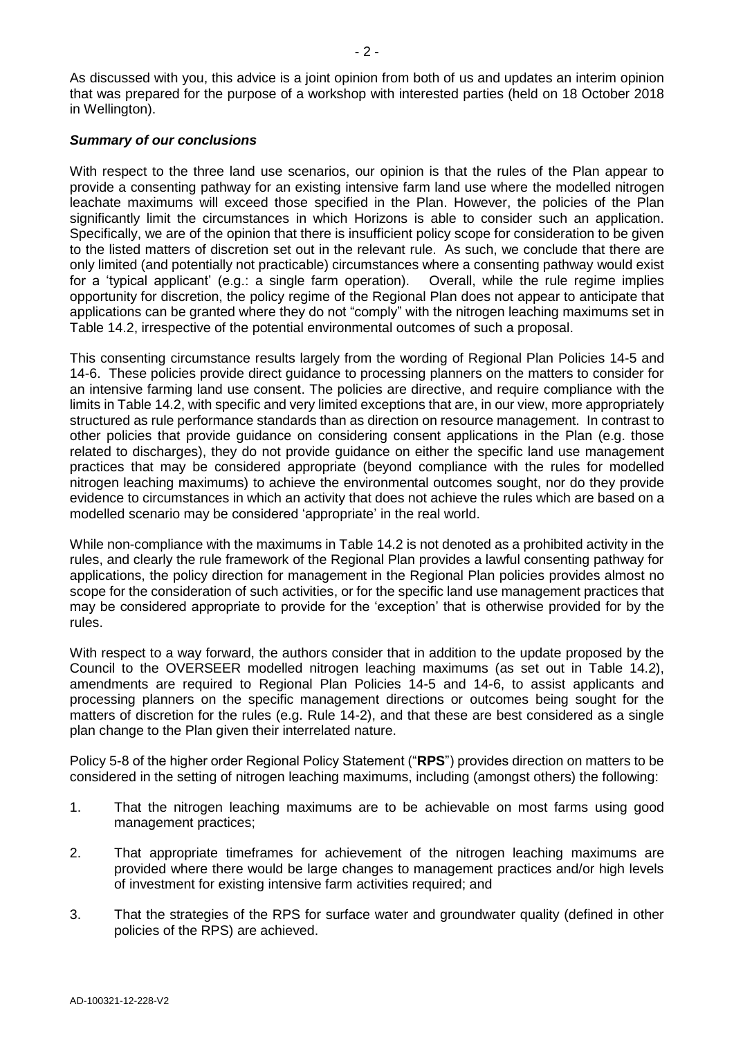As discussed with you, this advice is a joint opinion from both of us and updates an interim opinion that was prepared for the purpose of a workshop with interested parties (held on 18 October 2018 in Wellington).

***Summary of our conclusions***

With respect to the three land use scenarios, our opinion is that the rules of the Plan appear to provide a consenting pathway for an existing intensive farm land use where the modelled nitrogen leachate maximums will exceed those specified in the Plan. However, the policies of the Plan significantly limit the circumstances in which Horizons is able to consider such an application. Specifically, we are of the opinion that there is insufficient policy scope for consideration to be given to the listed matters of discretion set out in the relevant rule. As such, we conclude that there are only limited (and potentially not practicable) circumstances where a consenting pathway would exist for a 'typical applicant' (e.g.: a single farm operation). Overall, while the rule regime implies opportunity for discretion, the policy regime of the Regional Plan does not appear to anticipate that applications can be granted where they do not "comply" with the nitrogen leaching maximums set in Table 14.2, irrespective of the potential environmental outcomes of such a proposal.

This consenting circumstance results largely from the wording of Regional Plan Policies 14-5 and 14-6. These policies provide direct guidance to processing planners on the matters to consider for an intensive farming land use consent. The policies are directive, and require compliance with the limits in Table 14.2, with specific and very limited exceptions that are, in our view, more appropriately structured as rule performance standards than as direction on resource management. In contrast to other policies that provide guidance on considering consent applications in the Plan (e.g. those related to discharges), they do not provide guidance on either the specific land use management practices that may be considered appropriate (beyond compliance with the rules for modelled nitrogen leaching maximums) to achieve the environmental outcomes sought, nor do they provide evidence to circumstances in which an activity that does not achieve the rules which are based on a modelled scenario may be considered 'appropriate' in the real world.

While non-compliance with the maximums in Table 14.2 is not denoted as a prohibited activity in the rules, and clearly the rule framework of the Regional Plan provides a lawful consenting pathway for applications, the policy direction for management in the Regional Plan policies provides almost no scope for the consideration of such activities, or for the specific land use management practices that may be considered appropriate to provide for the 'exception' that is otherwise provided for by the rules.

With respect to a way forward, the authors consider that in addition to the update proposed by the Council to the OVERSEER modelled nitrogen leaching maximums (as set out in Table 14.2), amendments are required to Regional Plan Policies 14-5 and 14-6, to assist applicants and processing planners on the specific management directions or outcomes being sought for the matters of discretion for the rules (e.g. Rule 14-2), and that these are best considered as a single plan change to the Plan given their interrelated nature.

Policy 5-8 of the higher order Regional Policy Statement ("**RPS**") provides direction on matters to be considered in the setting of nitrogen leaching maximums, including (amongst others) the following:

1. That the nitrogen leaching maximums are to be achievable on most farms using good management practices;
2. That appropriate timeframes for achievement of the nitrogen leaching maximums are provided where there would be large changes to management practices and/or high levels of investment for existing intensive farm activities required; and
3. That the strategies of the RPS for surface water and groundwater quality (defined in other policies of the RPS) are achieved.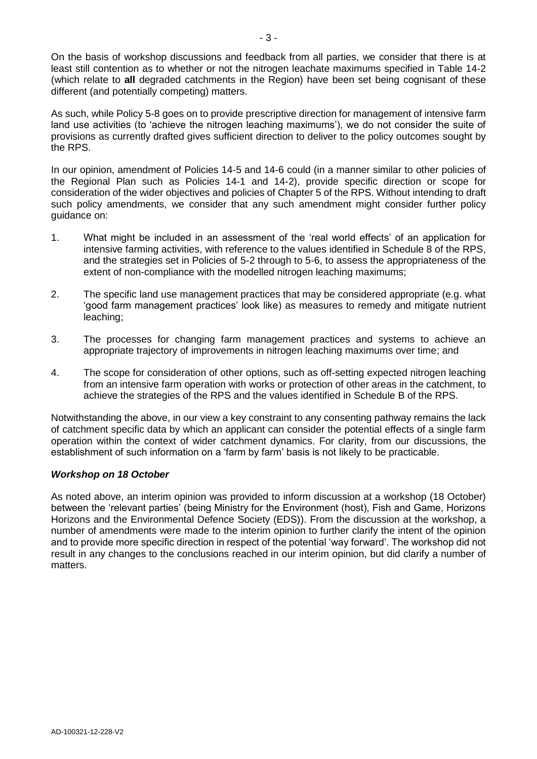On the basis of workshop discussions and feedback from all parties, we consider that there is at least still contention as to whether or not the nitrogen leachate maximums specified in Table 14-2 (which relate to **all** degraded catchments in the Region) have been set being cognisant of these different (and potentially competing) matters.

As such, while Policy 5-8 goes on to provide prescriptive direction for management of intensive farm land use activities (to 'achieve the nitrogen leaching maximums'), we do not consider the suite of provisions as currently drafted gives sufficient direction to deliver to the policy outcomes sought by the RPS.

In our opinion, amendment of Policies 14-5 and 14-6 could (in a manner similar to other policies of the Regional Plan such as Policies 14-1 and 14-2), provide specific direction or scope for consideration of the wider objectives and policies of Chapter 5 of the RPS. Without intending to draft such policy amendments, we consider that any such amendment might consider further policy guidance on:

1. What might be included in an assessment of the 'real world effects' of an application for intensive farming activities, with reference to the values identified in Schedule 8 of the RPS, and the strategies set in Policies of 5-2 through to 5-6, to assess the appropriateness of the extent of non-compliance with the modelled nitrogen leaching maximums;

2. The specific land use management practices that may be considered appropriate (e.g. what 'good farm management practices' look like) as measures to remedy and mitigate nutrient leaching;

3. The processes for changing farm management practices and systems to achieve an appropriate trajectory of improvements in nitrogen leaching maximums over time; and

4. The scope for consideration of other options, such as off-setting expected nitrogen leaching from an intensive farm operation with works or protection of other areas in the catchment, to achieve the strategies of the RPS and the values identified in Schedule B of the RPS.

Notwithstanding the above, in our view a key constraint to any consenting pathway remains the lack of catchment specific data by which an applicant can consider the potential effects of a single farm operation within the context of wider catchment dynamics. For clarity, from our discussions, the establishment of such information on a 'farm by farm' basis is not likely to be practicable.

### *Workshop on 18 October*

As noted above, an interim opinion was provided to inform discussion at a workshop (18 October) between the 'relevant parties' (being Ministry for the Environment (host), Fish and Game, Horizons Horizons and the Environmental Defence Society (EDS)). From the discussion at the workshop, a number of amendments were made to the interim opinion to further clarify the intent of the opinion and to provide more specific direction in respect of the potential 'way forward'. The workshop did not result in any changes to the conclusions reached in our interim opinion, but did clarify a number of matters.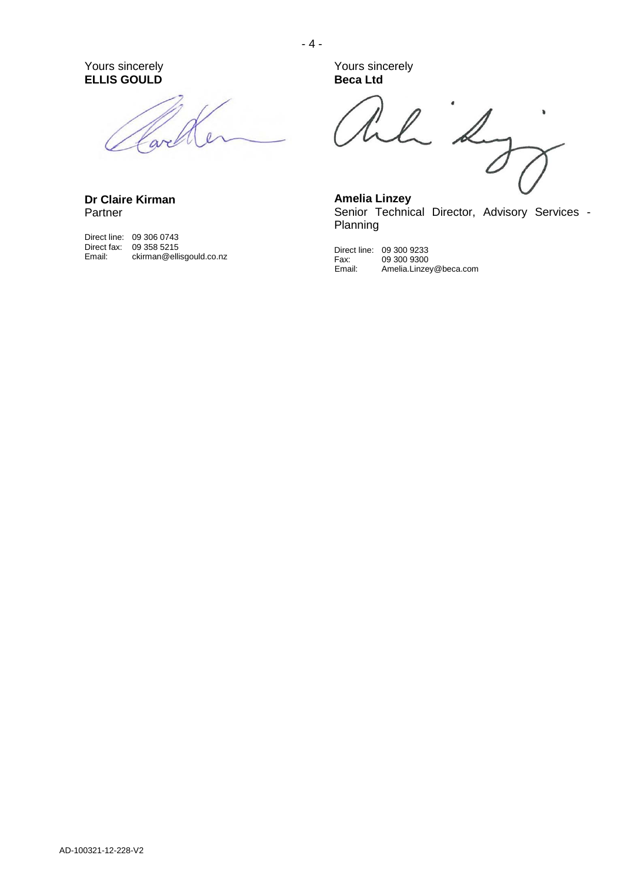Yours sincerely
**ELLIS GOULD**

**Dr Claire Kirman**
Partner

Direct line: 09 306 0743
Direct fax: 09 358 5215
Email: ckirman@ellisgould.co.nz

Yours sincerely
**Beca Ltd**

**Amelia Linzey**
Senior Technical Director, Advisory Services - Planning

Direct line: 09 300 9233
Fax: 09 300 9300
Email: Amelia.Linzey@beca.com

AD-100321-12-228-V2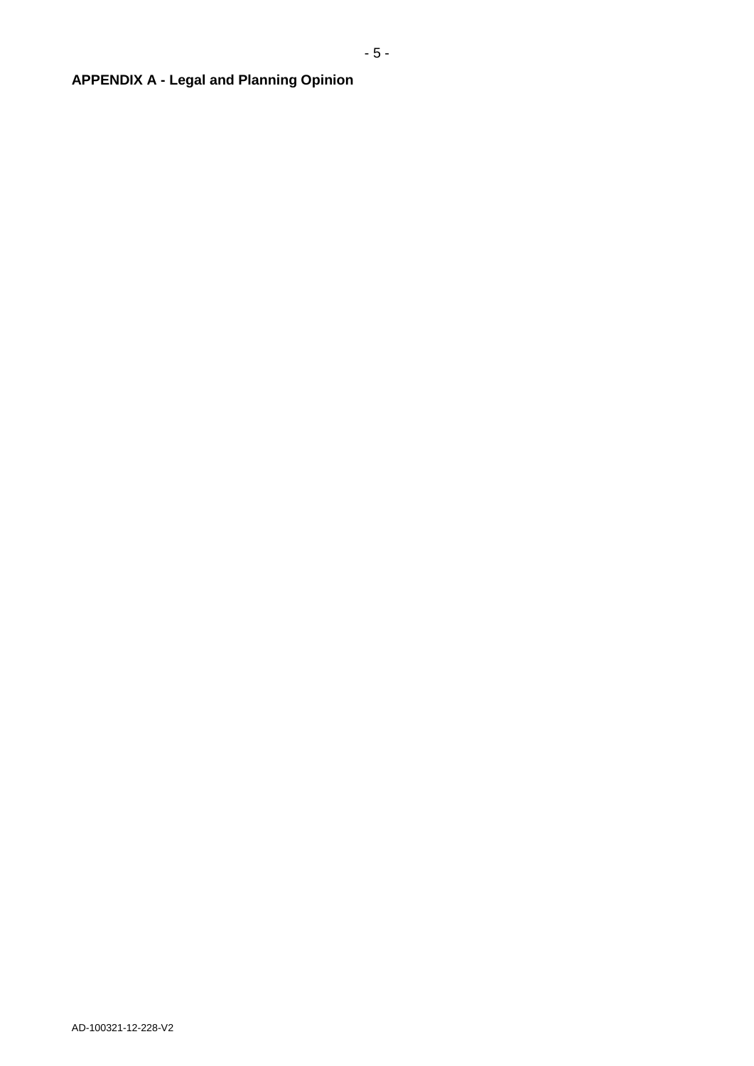**APPENDIX A - Legal and Planning Opinion**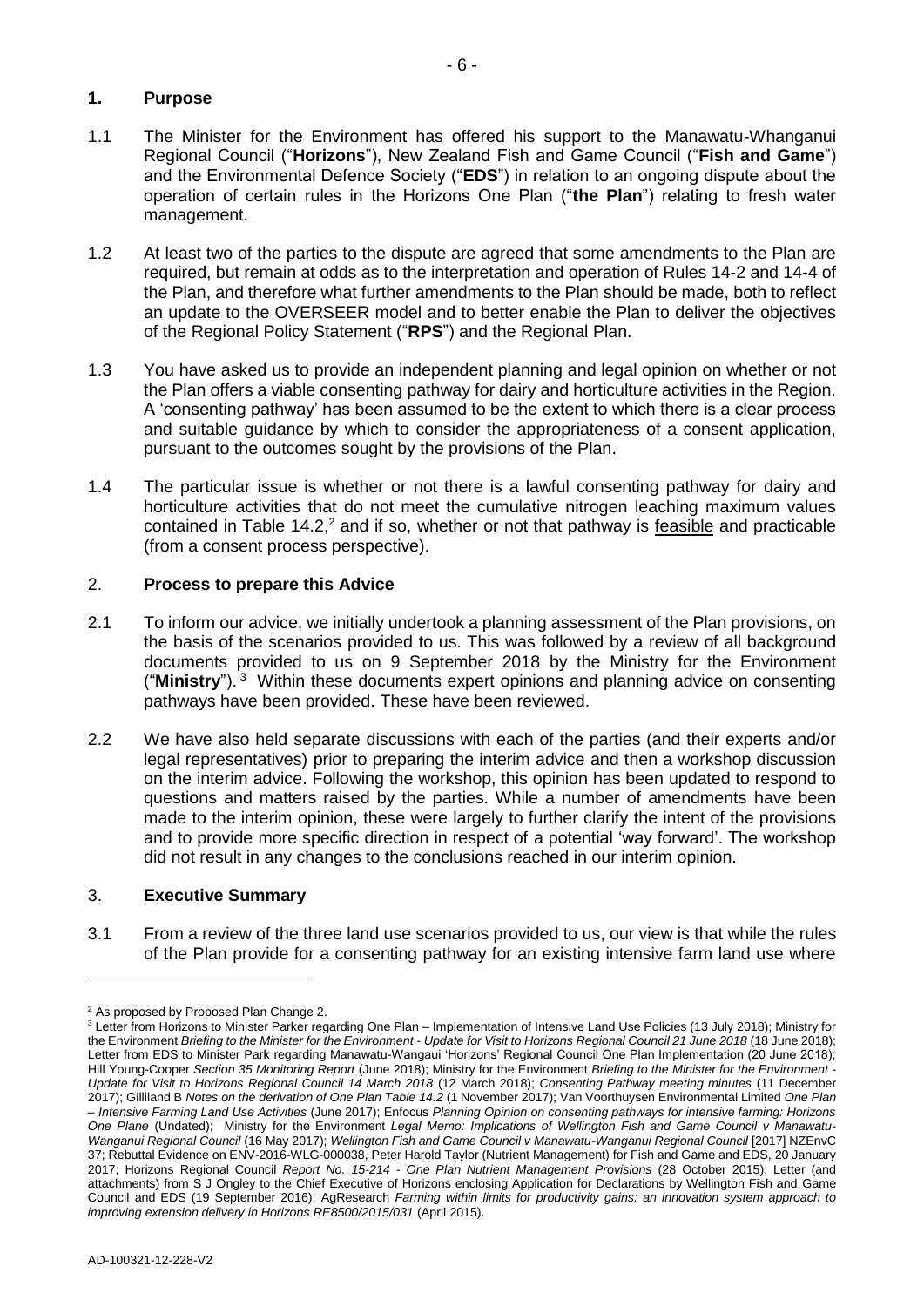## 1. Purpose

1.1 The Minister for the Environment has offered his support to the Manawatu-Whanganui Regional Council ("**Horizons**"), New Zealand Fish and Game Council ("**Fish and Game**") and the Environmental Defence Society ("**EDS**") in relation to an ongoing dispute about the operation of certain rules in the Horizons One Plan ("**the Plan**") relating to fresh water management.

1.2 At least two of the parties to the dispute are agreed that some amendments to the Plan are required, but remain at odds as to the interpretation and operation of Rules 14-2 and 14-4 of the Plan, and therefore what further amendments to the Plan should be made, both to reflect an update to the OVERSEER model and to better enable the Plan to deliver the objectives of the Regional Policy Statement ("**RPS**") and the Regional Plan.

1.3 You have asked us to provide an independent planning and legal opinion on whether or not the Plan offers a viable consenting pathway for dairy and horticulture activities in the Region. A 'consenting pathway' has been assumed to be the extent to which there is a clear process and suitable guidance by which to consider the appropriateness of a consent application, pursuant to the outcomes sought by the provisions of the Plan.

1.4 The particular issue is whether or not there is a lawful consenting pathway for dairy and horticulture activities that do not meet the cumulative nitrogen leaching maximum values contained in Table 14.2,[2] and if so, whether or not that pathway is <u>feasible</u> and practicable (from a consent process perspective).

## 2. Process to prepare this Advice

2.1 To inform our advice, we initially undertook a planning assessment of the Plan provisions, on the basis of the scenarios provided to us. This was followed by a review of all background documents provided to us on 9 September 2018 by the Ministry for the Environment ("**Ministry**").[3] Within these documents expert opinions and planning advice on consenting pathways have been provided. These have been reviewed.

2.2 We have also held separate discussions with each of the parties (and their experts and/or legal representatives) prior to preparing the interim advice and then a workshop discussion on the interim advice. Following the workshop, this opinion has been updated to respond to questions and matters raised by the parties. While a number of amendments have been made to the interim opinion, these were largely to further clarify the intent of the provisions and to provide more specific direction in respect of a potential 'way forward'. The workshop did not result in any changes to the conclusions reached in our interim opinion.

## 3. Executive Summary

3.1 From a review of the three land use scenarios provided to us, our view is that while the rules of the Plan provide for a consenting pathway for an existing intensive farm land use where

---

[2] As proposed by Proposed Plan Change 2.

[3] Letter from Horizons to Minister Parker regarding One Plan – Implementation of Intensive Land Use Policies (13 July 2018); Ministry for the Environment *Briefing to the Minister for the Environment - Update for Visit to Horizons Regional Council 21 June 2018* (18 June 2018); Letter from EDS to Minister Park regarding Manawatu-Wangaui 'Horizons' Regional Council One Plan Implementation (20 June 2018); Hill Young-Cooper *Section 35 Monitoring Report* (June 2018); Ministry for the Environment *Briefing to the Minister for the Environment - Update for Visit to Horizons Regional Council 14 March 2018* (12 March 2018); *Consenting Pathway meeting minutes* (11 December 2017); Gilliland B *Notes on the derivation of One Plan Table 14.2* (1 November 2017); Van Voorthuysen Environmental Limited *One Plan – Intensive Farming Land Use Activities* (June 2017); Enfocus *Planning Opinion on consenting pathways for intensive farming: Horizons One Plane* (Undated); Ministry for the Environment *Legal Memo: Implications of Wellington Fish and Game Council v Manawatu-Wanganui Regional Council* (16 May 2017); *Wellington Fish and Game Council v Manawatu-Wanganui Regional Council* [2017] NZEnvC 37; Rebuttal Evidence on ENV-2016-WLG-000038, Peter Harold Taylor (Nutrient Management) for Fish and Game and EDS, 20 January 2017; Horizons Regional Council *Report No. 15-214 - One Plan Nutrient Management Provisions* (28 October 2015); Letter (and attachments) from S J Ongley to the Chief Executive of Horizons enclosing Application for Declarations by Wellington Fish and Game Council and EDS (19 September 2016); AgResearch *Farming within limits for productivity gains: an innovation system approach to improving extension delivery in Horizons RE8500/2015/031* (April 2015).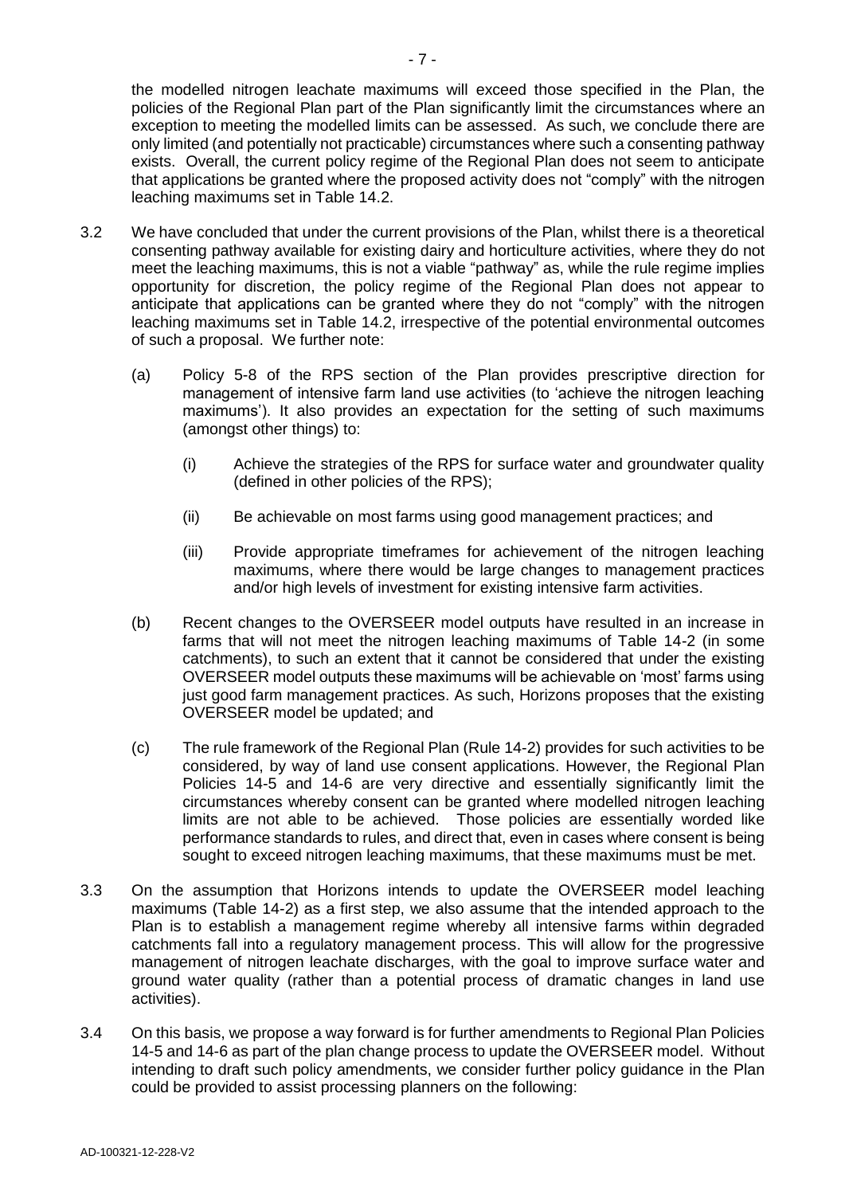the modelled nitrogen leachate maximums will exceed those specified in the Plan, the policies of the Regional Plan part of the Plan significantly limit the circumstances where an exception to meeting the modelled limits can be assessed. As such, we conclude there are only limited (and potentially not practicable) circumstances where such a consenting pathway exists. Overall, the current policy regime of the Regional Plan does not seem to anticipate that applications be granted where the proposed activity does not "comply" with the nitrogen leaching maximums set in Table 14.2.

3.2 We have concluded that under the current provisions of the Plan, whilst there is a theoretical consenting pathway available for existing dairy and horticulture activities, where they do not meet the leaching maximums, this is not a viable "pathway" as, while the rule regime implies opportunity for discretion, the policy regime of the Regional Plan does not appear to anticipate that applications can be granted where they do not "comply" with the nitrogen leaching maximums set in Table 14.2, irrespective of the potential environmental outcomes of such a proposal. We further note:

   (a) Policy 5-8 of the RPS section of the Plan provides prescriptive direction for management of intensive farm land use activities (to 'achieve the nitrogen leaching maximums'). It also provides an expectation for the setting of such maximums (amongst other things) to:

      (i) Achieve the strategies of the RPS for surface water and groundwater quality (defined in other policies of the RPS);

      (ii) Be achievable on most farms using good management practices; and

      (iii) Provide appropriate timeframes for achievement of the nitrogen leaching maximums, where there would be large changes to management practices and/or high levels of investment for existing intensive farm activities.

   (b) Recent changes to the OVERSEER model outputs have resulted in an increase in farms that will not meet the nitrogen leaching maximums of Table 14-2 (in some catchments), to such an extent that it cannot be considered that under the existing OVERSEER model outputs these maximums will be achievable on 'most' farms using just good farm management practices. As such, Horizons proposes that the existing OVERSEER model be updated; and

   (c) The rule framework of the Regional Plan (Rule 14-2) provides for such activities to be considered, by way of land use consent applications. However, the Regional Plan Policies 14-5 and 14-6 are very directive and essentially significantly limit the circumstances whereby consent can be granted where modelled nitrogen leaching limits are not able to be achieved. Those policies are essentially worded like performance standards to rules, and direct that, even in cases where consent is being sought to exceed nitrogen leaching maximums, that these maximums must be met.

3.3 On the assumption that Horizons intends to update the OVERSEER model leaching maximums (Table 14-2) as a first step, we also assume that the intended approach to the Plan is to establish a management regime whereby all intensive farms within degraded catchments fall into a regulatory management process. This will allow for the progressive management of nitrogen leachate discharges, with the goal to improve surface water and ground water quality (rather than a potential process of dramatic changes in land use activities).

3.4 On this basis, we propose a way forward is for further amendments to Regional Plan Policies 14-5 and 14-6 as part of the plan change process to update the OVERSEER model. Without intending to draft such policy amendments, we consider further policy guidance in the Plan could be provided to assist processing planners on the following: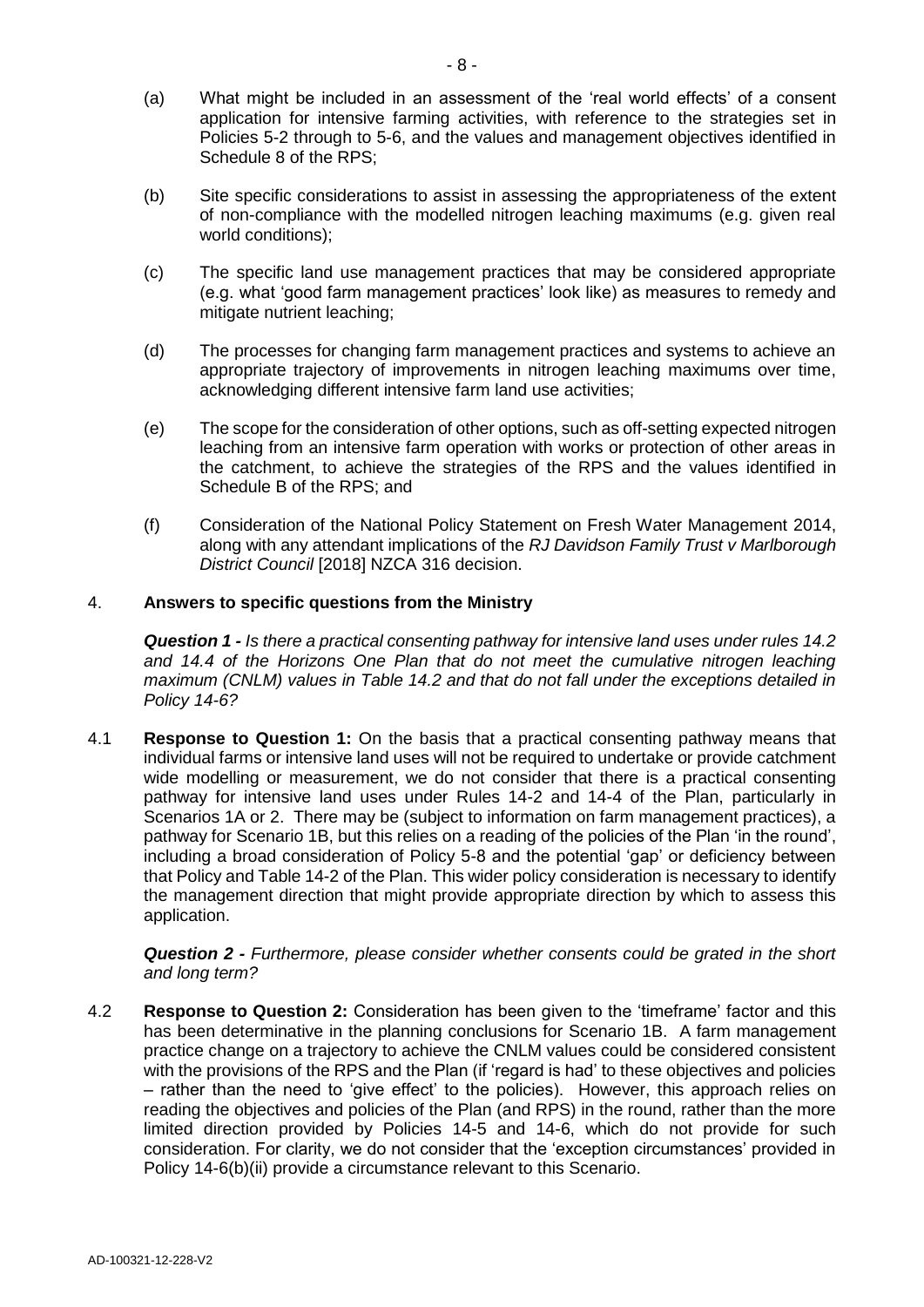(a) What might be included in an assessment of the 'real world effects' of a consent application for intensive farming activities, with reference to the strategies set in Policies 5-2 through to 5-6, and the values and management objectives identified in Schedule 8 of the RPS;

(b) Site specific considerations to assist in assessing the appropriateness of the extent of non-compliance with the modelled nitrogen leaching maximums (e.g. given real world conditions);

(c) The specific land use management practices that may be considered appropriate (e.g. what 'good farm management practices' look like) as measures to remedy and mitigate nutrient leaching;

(d) The processes for changing farm management practices and systems to achieve an appropriate trajectory of improvements in nitrogen leaching maximums over time, acknowledging different intensive farm land use activities;

(e) The scope for the consideration of other options, such as off-setting expected nitrogen leaching from an intensive farm operation with works or protection of other areas in the catchment, to achieve the strategies of the RPS and the values identified in Schedule B of the RPS; and

(f) Consideration of the National Policy Statement on Fresh Water Management 2014, along with any attendant implications of the *RJ Davidson Family Trust v Marlborough District Council* [2018] NZCA 316 decision.

## 4. Answers to specific questions from the Ministry

***Question 1 -** Is there a practical consenting pathway for intensive land uses under rules 14.2 and 14.4 of the Horizons One Plan that do not meet the cumulative nitrogen leaching maximum (CNLM) values in Table 14.2 and that do not fall under the exceptions detailed in Policy 14-6?*

4.1 **Response to Question 1:** On the basis that a practical consenting pathway means that individual farms or intensive land uses will not be required to undertake or provide catchment wide modelling or measurement, we do not consider that there is a practical consenting pathway for intensive land uses under Rules 14-2 and 14-4 of the Plan, particularly in Scenarios 1A or 2. There may be (subject to information on farm management practices), a pathway for Scenario 1B, but this relies on a reading of the policies of the Plan 'in the round', including a broad consideration of Policy 5-8 and the potential 'gap' or deficiency between that Policy and Table 14-2 of the Plan. This wider policy consideration is necessary to identify the management direction that might provide appropriate direction by which to assess this application.

***Question 2 -** Furthermore, please consider whether consents could be grated in the short and long term?*

4.2 **Response to Question 2:** Consideration has been given to the 'timeframe' factor and this has been determinative in the planning conclusions for Scenario 1B. A farm management practice change on a trajectory to achieve the CNLM values could be considered consistent with the provisions of the RPS and the Plan (if 'regard is had' to these objectives and policies – rather than the need to 'give effect' to the policies). However, this approach relies on reading the objectives and policies of the Plan (and RPS) in the round, rather than the more limited direction provided by Policies 14-5 and 14-6, which do not provide for such consideration. For clarity, we do not consider that the 'exception circumstances' provided in Policy 14-6(b)(ii) provide a circumstance relevant to this Scenario.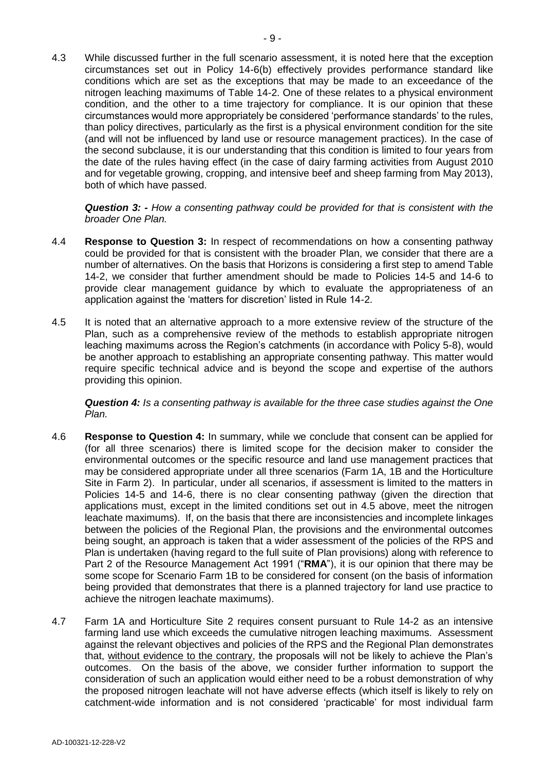4.3 While discussed further in the full scenario assessment, it is noted here that the exception circumstances set out in Policy 14-6(b) effectively provides performance standard like conditions which are set as the exceptions that may be made to an exceedance of the nitrogen leaching maximums of Table 14-2. One of these relates to a physical environment condition, and the other to a time trajectory for compliance. It is our opinion that these circumstances would more appropriately be considered 'performance standards' to the rules, than policy directives, particularly as the first is a physical environment condition for the site (and will not be influenced by land use or resource management practices). In the case of the second subclause, it is our understanding that this condition is limited to four years from the date of the rules having effect (in the case of dairy farming activities from August 2010 and for vegetable growing, cropping, and intensive beef and sheep farming from May 2013), both of which have passed.

***Question 3: -*** *How a consenting pathway could be provided for that is consistent with the broader One Plan.*

4.4 **Response to Question 3:** In respect of recommendations on how a consenting pathway could be provided for that is consistent with the broader Plan, we consider that there are a number of alternatives. On the basis that Horizons is considering a first step to amend Table 14-2, we consider that further amendment should be made to Policies 14-5 and 14-6 to provide clear management guidance by which to evaluate the appropriateness of an application against the 'matters for discretion' listed in Rule 14-2.

4.5 It is noted that an alternative approach to a more extensive review of the structure of the Plan, such as a comprehensive review of the methods to establish appropriate nitrogen leaching maximums across the Region's catchments (in accordance with Policy 5-8), would be another approach to establishing an appropriate consenting pathway. This matter would require specific technical advice and is beyond the scope and expertise of the authors providing this opinion.

***Question 4:*** *Is a consenting pathway is available for the three case studies against the One Plan.*

4.6 **Response to Question 4:** In summary, while we conclude that consent can be applied for (for all three scenarios) there is limited scope for the decision maker to consider the environmental outcomes or the specific resource and land use management practices that may be considered appropriate under all three scenarios (Farm 1A, 1B and the Horticulture Site in Farm 2). In particular, under all scenarios, if assessment is limited to the matters in Policies 14-5 and 14-6, there is no clear consenting pathway (given the direction that applications must, except in the limited conditions set out in 4.5 above, meet the nitrogen leachate maximums). If, on the basis that there are inconsistencies and incomplete linkages between the policies of the Regional Plan, the provisions and the environmental outcomes being sought, an approach is taken that a wider assessment of the policies of the RPS and Plan is undertaken (having regard to the full suite of Plan provisions) along with reference to Part 2 of the Resource Management Act 1991 ("**RMA**"), it is our opinion that there may be some scope for Scenario Farm 1B to be considered for consent (on the basis of information being provided that demonstrates that there is a planned trajectory for land use practice to achieve the nitrogen leachate maximums).

4.7 Farm 1A and Horticulture Site 2 requires consent pursuant to Rule 14-2 as an intensive farming land use which exceeds the cumulative nitrogen leaching maximums. Assessment against the relevant objectives and policies of the RPS and the Regional Plan demonstrates that, <u>without evidence to the contrary</u>, the proposals will not be likely to achieve the Plan's outcomes. On the basis of the above, we consider further information to support the consideration of such an application would either need to be a robust demonstration of why the proposed nitrogen leachate will not have adverse effects (which itself is likely to rely on catchment-wide information and is not considered 'practicable' for most individual farm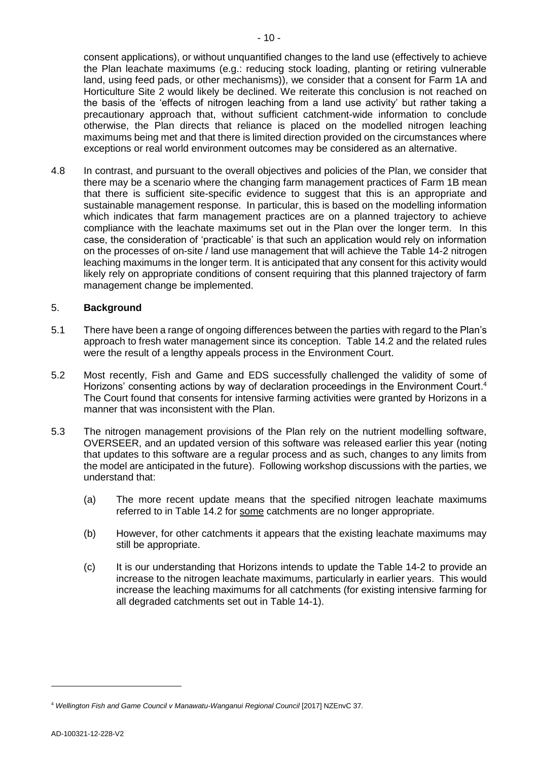consent applications), or without unquantified changes to the land use (effectively to achieve the Plan leachate maximums (e.g.: reducing stock loading, planting or retiring vulnerable land, using feed pads, or other mechanisms)), we consider that a consent for Farm 1A and Horticulture Site 2 would likely be declined. We reiterate this conclusion is not reached on the basis of the 'effects of nitrogen leaching from a land use activity' but rather taking a precautionary approach that, without sufficient catchment-wide information to conclude otherwise, the Plan directs that reliance is placed on the modelled nitrogen leaching maximums being met and that there is limited direction provided on the circumstances where exceptions or real world environment outcomes may be considered as an alternative.

4.8 In contrast, and pursuant to the overall objectives and policies of the Plan, we consider that there may be a scenario where the changing farm management practices of Farm 1B mean that there is sufficient site-specific evidence to suggest that this is an appropriate and sustainable management response. In particular, this is based on the modelling information which indicates that farm management practices are on a planned trajectory to achieve compliance with the leachate maximums set out in the Plan over the longer term. In this case, the consideration of 'practicable' is that such an application would rely on information on the processes of on-site / land use management that will achieve the Table 14-2 nitrogen leaching maximums in the longer term. It is anticipated that any consent for this activity would likely rely on appropriate conditions of consent requiring that this planned trajectory of farm management change be implemented.

## 5. Background

5.1 There have been a range of ongoing differences between the parties with regard to the Plan's approach to fresh water management since its conception. Table 14.2 and the related rules were the result of a lengthy appeals process in the Environment Court.

5.2 Most recently, Fish and Game and EDS successfully challenged the validity of some of Horizons' consenting actions by way of declaration proceedings in the Environment Court.[4] The Court found that consents for intensive farming activities were granted by Horizons in a manner that was inconsistent with the Plan.

5.3 The nitrogen management provisions of the Plan rely on the nutrient modelling software, OVERSEER, and an updated version of this software was released earlier this year (noting that updates to this software are a regular process and as such, changes to any limits from the model are anticipated in the future). Following workshop discussions with the parties, we understand that:

(a) The more recent update means that the specified nitrogen leachate maximums referred to in Table 14.2 for <u>some</u> catchments are no longer appropriate.

(b) However, for other catchments it appears that the existing leachate maximums may still be appropriate.

(c) It is our understanding that Horizons intends to update the Table 14-2 to provide an increase to the nitrogen leachate maximums, particularly in earlier years. This would increase the leaching maximums for all catchments (for existing intensive farming for all degraded catchments set out in Table 14-1).

---

[4] *Wellington Fish and Game Council v Manawatu-Wanganui Regional Council* [2017] NZEnvC 37.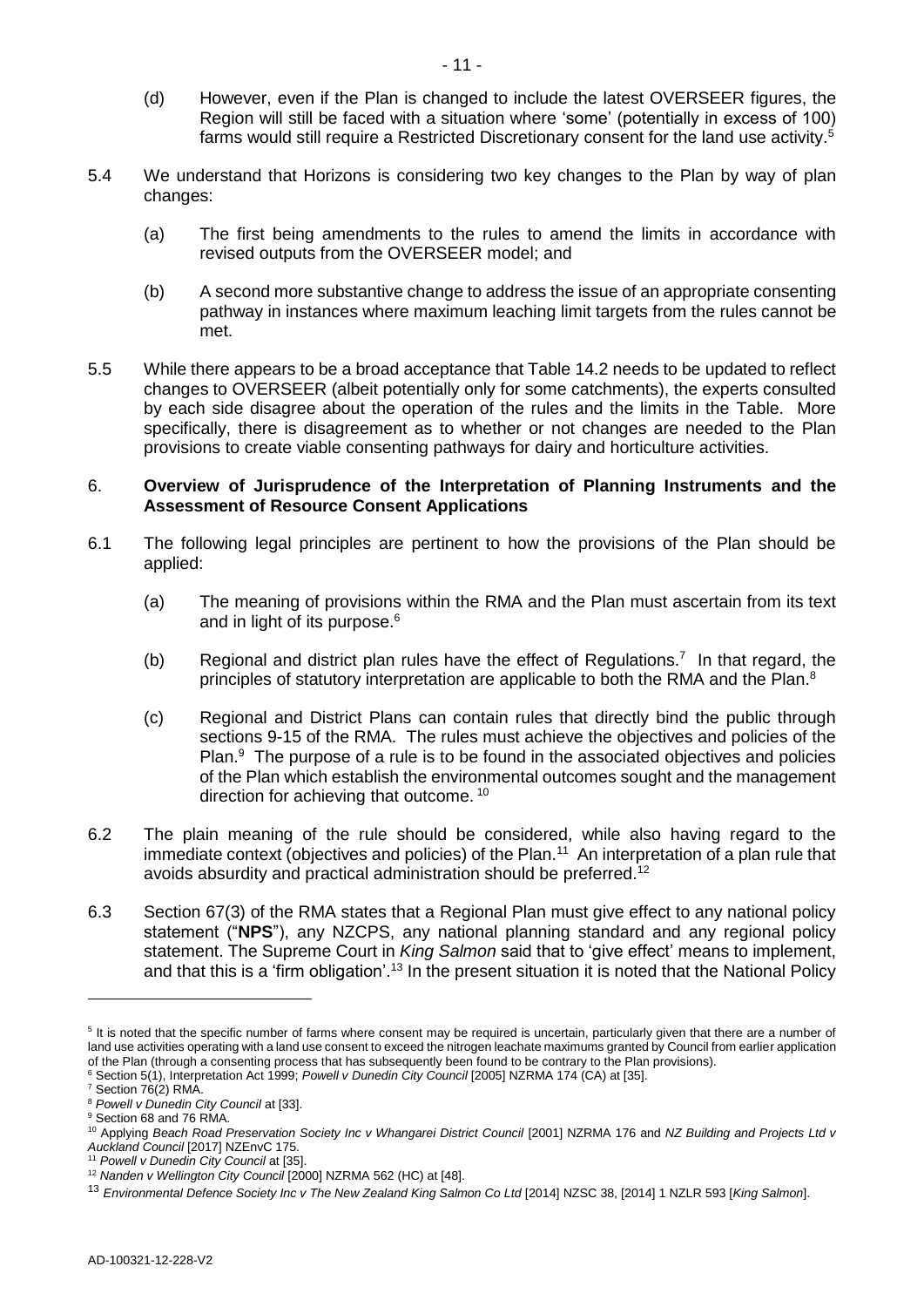(d) However, even if the Plan is changed to include the latest OVERSEER figures, the Region will still be faced with a situation where 'some' (potentially in excess of 100) farms would still require a Restricted Discretionary consent for the land use activity.[5]

5.4 We understand that Horizons is considering two key changes to the Plan by way of plan changes:

(a) The first being amendments to the rules to amend the limits in accordance with revised outputs from the OVERSEER model; and

(b) A second more substantive change to address the issue of an appropriate consenting pathway in instances where maximum leaching limit targets from the rules cannot be met.

5.5 While there appears to be a broad acceptance that Table 14.2 needs to be updated to reflect changes to OVERSEER (albeit potentially only for some catchments), the experts consulted by each side disagree about the operation of the rules and the limits in the Table. More specifically, there is disagreement as to whether or not changes are needed to the Plan provisions to create viable consenting pathways for dairy and horticulture activities.

## 6. Overview of Jurisprudence of the Interpretation of Planning Instruments and the Assessment of Resource Consent Applications

6.1 The following legal principles are pertinent to how the provisions of the Plan should be applied:

(a) The meaning of provisions within the RMA and the Plan must ascertain from its text and in light of its purpose.[6]

(b) Regional and district plan rules have the effect of Regulations.[7] In that regard, the principles of statutory interpretation are applicable to both the RMA and the Plan.[8]

(c) Regional and District Plans can contain rules that directly bind the public through sections 9-15 of the RMA. The rules must achieve the objectives and policies of the Plan.[9] The purpose of a rule is to be found in the associated objectives and policies of the Plan which establish the environmental outcomes sought and the management direction for achieving that outcome.[10]

6.2 The plain meaning of the rule should be considered, while also having regard to the immediate context (objectives and policies) of the Plan.[11] An interpretation of a plan rule that avoids absurdity and practical administration should be preferred.[12]

6.3 Section 67(3) of the RMA states that a Regional Plan must give effect to any national policy statement ("**NPS**"), any NZCPS, any national planning standard and any regional policy statement. The Supreme Court in *King Salmon* said that to 'give effect' means to implement, and that this is a 'firm obligation'.[13] In the present situation it is noted that the National Policy

---

[5] It is noted that the specific number of farms where consent may be required is uncertain, particularly given that there are a number of land use activities operating with a land use consent to exceed the nitrogen leachate maximums granted by Council from earlier application of the Plan (through a consenting process that has subsequently been found to be contrary to the Plan provisions).

[6] Section 5(1), Interpretation Act 1999; *Powell v Dunedin City Council* [2005] NZRMA 174 (CA) at [35].

[7] Section 76(2) RMA.

[8] *Powell v Dunedin City Council* at [33].

[9] Section 68 and 76 RMA.

[10] Applying *Beach Road Preservation Society Inc v Whangarei District Council* [2001] NZRMA 176 and *NZ Building and Projects Ltd v Auckland Council* [2017] NZEnvC 175.

[11] *Powell v Dunedin City Council* at [35].

[12] *Nanden v Wellington City Council* [2000] NZRMA 562 (HC) at [48].

[13] *Environmental Defence Society Inc v The New Zealand King Salmon Co Ltd* [2014] NZSC 38, [2014] 1 NZLR 593 [*King Salmon*].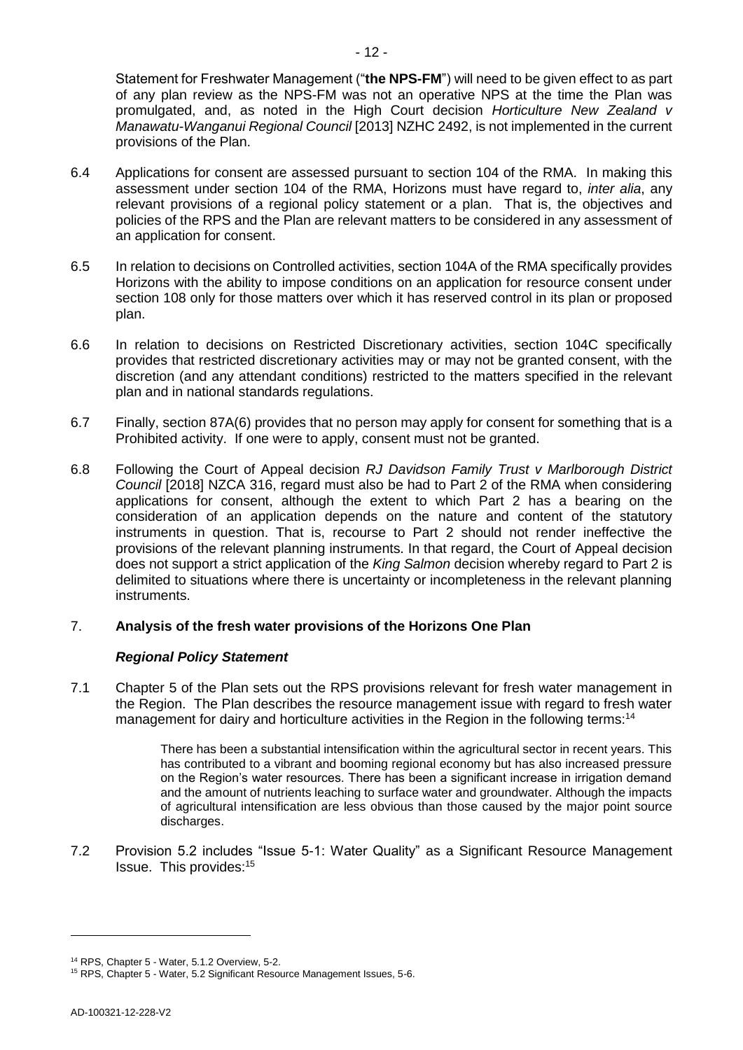Statement for Freshwater Management ("**the NPS-FM**") will need to be given effect to as part of any plan review as the NPS-FM was not an operative NPS at the time the Plan was promulgated, and, as noted in the High Court decision *Horticulture New Zealand v Manawatu-Wanganui Regional Council* [2013] NZHC 2492, is not implemented in the current provisions of the Plan.

6.4 Applications for consent are assessed pursuant to section 104 of the RMA. In making this assessment under section 104 of the RMA, Horizons must have regard to, *inter alia*, any relevant provisions of a regional policy statement or a plan. That is, the objectives and policies of the RPS and the Plan are relevant matters to be considered in any assessment of an application for consent.

6.5 In relation to decisions on Controlled activities, section 104A of the RMA specifically provides Horizons with the ability to impose conditions on an application for resource consent under section 108 only for those matters over which it has reserved control in its plan or proposed plan.

6.6 In relation to decisions on Restricted Discretionary activities, section 104C specifically provides that restricted discretionary activities may or may not be granted consent, with the discretion (and any attendant conditions) restricted to the matters specified in the relevant plan and in national standards regulations.

6.7 Finally, section 87A(6) provides that no person may apply for consent for something that is a Prohibited activity. If one were to apply, consent must not be granted.

6.8 Following the Court of Appeal decision *RJ Davidson Family Trust v Marlborough District Council* [2018] NZCA 316, regard must also be had to Part 2 of the RMA when considering applications for consent, although the extent to which Part 2 has a bearing on the consideration of an application depends on the nature and content of the statutory instruments in question. That is, recourse to Part 2 should not render ineffective the provisions of the relevant planning instruments. In that regard, the Court of Appeal decision does not support a strict application of the *King Salmon* decision whereby regard to Part 2 is delimited to situations where there is uncertainty or incompleteness in the relevant planning instruments.

## 7. Analysis of the fresh water provisions of the Horizons One Plan

### *Regional Policy Statement*

7.1 Chapter 5 of the Plan sets out the RPS provisions relevant for fresh water management in the Region. The Plan describes the resource management issue with regard to fresh water management for dairy and horticulture activities in the Region in the following terms:[14]

> There has been a substantial intensification within the agricultural sector in recent years. This has contributed to a vibrant and booming regional economy but has also increased pressure on the Region's water resources. There has been a significant increase in irrigation demand and the amount of nutrients leaching to surface water and groundwater. Although the impacts of agricultural intensification are less obvious than those caused by the major point source discharges.

7.2 Provision 5.2 includes "Issue 5-1: Water Quality" as a Significant Resource Management Issue. This provides:[15]

---

[14] RPS, Chapter 5 - Water, 5.1.2 Overview, 5-2.

[15] RPS, Chapter 5 - Water, 5.2 Significant Resource Management Issues, 5-6.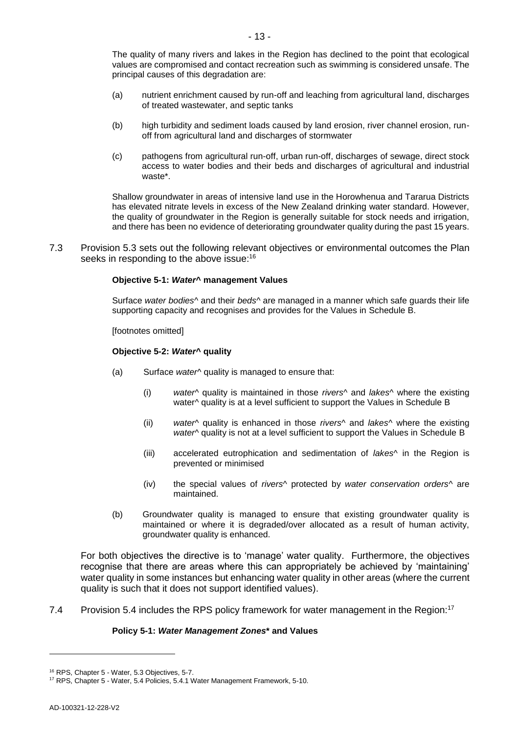The quality of many rivers and lakes in the Region has declined to the point that ecological values are compromised and contact recreation such as swimming is considered unsafe. The principal causes of this degradation are:

(a) nutrient enrichment caused by run-off and leaching from agricultural land, discharges of treated wastewater, and septic tanks

(b) high turbidity and sediment loads caused by land erosion, river channel erosion, run-off from agricultural land and discharges of stormwater

(c) pathogens from agricultural run-off, urban run-off, discharges of sewage, direct stock access to water bodies and their beds and discharges of agricultural and industrial waste*.

Shallow groundwater in areas of intensive land use in the Horowhenua and Tararua Districts has elevated nitrate levels in excess of the New Zealand drinking water standard. However, the quality of groundwater in the Region is generally suitable for stock needs and irrigation, and there has been no evidence of deteriorating groundwater quality during the past 15 years.

7.3 Provision 5.3 sets out the following relevant objectives or environmental outcomes the Plan seeks in responding to the above issue:[16]

**Objective 5-1: *Water*^ management Values**

Surface *water bodies*^ and their *beds*^ are managed in a manner which safe guards their life supporting capacity and recognises and provides for the Values in Schedule B.

[footnotes omitted]

**Objective 5-2: *Water*^ quality**

(a) Surface *water*^ quality is managed to ensure that:

(i) *water*^ quality is maintained in those *rivers*^ and *lakes*^ where the existing water^ quality is at a level sufficient to support the Values in Schedule B

(ii) *water*^ quality is enhanced in those *rivers*^ and *lakes*^ where the existing *water*^ quality is not at a level sufficient to support the Values in Schedule B

(iii) accelerated eutrophication and sedimentation of *lakes*^ in the Region is prevented or minimised

(iv) the special values of *rivers*^ protected by *water conservation orders*^ are maintained.

(b) Groundwater quality is managed to ensure that existing groundwater quality is maintained or where it is degraded/over allocated as a result of human activity, groundwater quality is enhanced.

For both objectives the directive is to 'manage' water quality. Furthermore, the objectives recognise that there are areas where this can appropriately be achieved by 'maintaining' water quality in some instances but enhancing water quality in other areas (where the current quality is such that it does not support identified values).

7.4 Provision 5.4 includes the RPS policy framework for water management in the Region:[17]

**Policy 5-1: *Water Management Zones** and Values**

---

[16] RPS, Chapter 5 - Water, 5.3 Objectives, 5-7.

[17] RPS, Chapter 5 - Water, 5.4 Policies, 5.4.1 Water Management Framework, 5-10.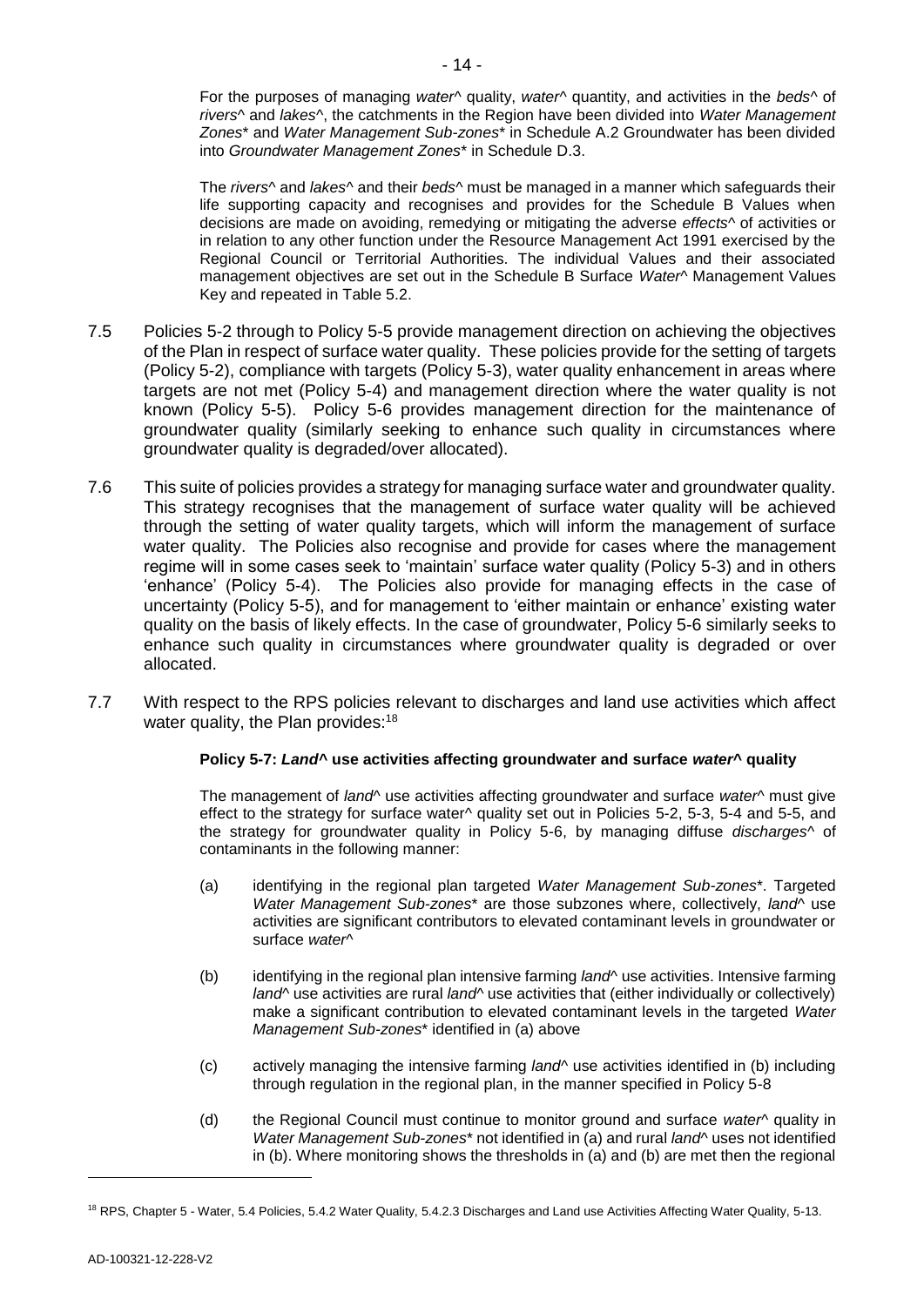For the purposes of managing *water*^ quality, *water*^ quantity, and activities in the *beds*^ of *rivers*^ and *lakes*^, the catchments in the Region have been divided into *Water Management Zones*\* and *Water Management Sub-zones*\* in Schedule A.2 Groundwater has been divided into *Groundwater Management Zones*\* in Schedule D.3.

The *rivers*^ and *lakes*^ and their *beds*^ must be managed in a manner which safeguards their life supporting capacity and recognises and provides for the Schedule B Values when decisions are made on avoiding, remedying or mitigating the adverse *effects*^ of activities or in relation to any other function under the Resource Management Act 1991 exercised by the Regional Council or Territorial Authorities. The individual Values and their associated management objectives are set out in the Schedule B Surface *Water*^ Management Values Key and repeated in Table 5.2.

7.5 Policies 5-2 through to Policy 5-5 provide management direction on achieving the objectives of the Plan in respect of surface water quality. These policies provide for the setting of targets (Policy 5-2), compliance with targets (Policy 5-3), water quality enhancement in areas where targets are not met (Policy 5-4) and management direction where the water quality is not known (Policy 5-5). Policy 5-6 provides management direction for the maintenance of groundwater quality (similarly seeking to enhance such quality in circumstances where groundwater quality is degraded/over allocated).

7.6 This suite of policies provides a strategy for managing surface water and groundwater quality. This strategy recognises that the management of surface water quality will be achieved through the setting of water quality targets, which will inform the management of surface water quality. The Policies also recognise and provide for cases where the management regime will in some cases seek to 'maintain' surface water quality (Policy 5-3) and in others 'enhance' (Policy 5-4). The Policies also provide for managing effects in the case of uncertainty (Policy 5-5), and for management to 'either maintain or enhance' existing water quality on the basis of likely effects. In the case of groundwater, Policy 5-6 similarly seeks to enhance such quality in circumstances where groundwater quality is degraded or over allocated.

7.7 With respect to the RPS policies relevant to discharges and land use activities which affect water quality, the Plan provides:[18]

**Policy 5-7: *Land*^ use activities affecting groundwater and surface *water*^ quality**

The management of *land*^ use activities affecting groundwater and surface *water*^ must give effect to the strategy for surface water^ quality set out in Policies 5-2, 5-3, 5-4 and 5-5, and the strategy for groundwater quality in Policy 5-6, by managing diffuse *discharges*^ of contaminants in the following manner:

(a) identifying in the regional plan targeted *Water Management Sub-zones*\*. Targeted *Water Management Sub-zones*\* are those subzones where, collectively, *land*^ use activities are significant contributors to elevated contaminant levels in groundwater or surface *water*^

(b) identifying in the regional plan intensive farming *land*^ use activities. Intensive farming *land*^ use activities are rural *land*^ use activities that (either individually or collectively) make a significant contribution to elevated contaminant levels in the targeted *Water Management Sub-zones*\* identified in (a) above

(c) actively managing the intensive farming *land*^ use activities identified in (b) including through regulation in the regional plan, in the manner specified in Policy 5-8

(d) the Regional Council must continue to monitor ground and surface *water*^ quality in *Water Management Sub-zones*\* not identified in (a) and rural *land*^ uses not identified in (b). Where monitoring shows the thresholds in (a) and (b) are met then the regional

[18] RPS, Chapter 5 - Water, 5.4 Policies, 5.4.2 Water Quality, 5.4.2.3 Discharges and Land use Activities Affecting Water Quality, 5-13.

AD-100321-12-228-V2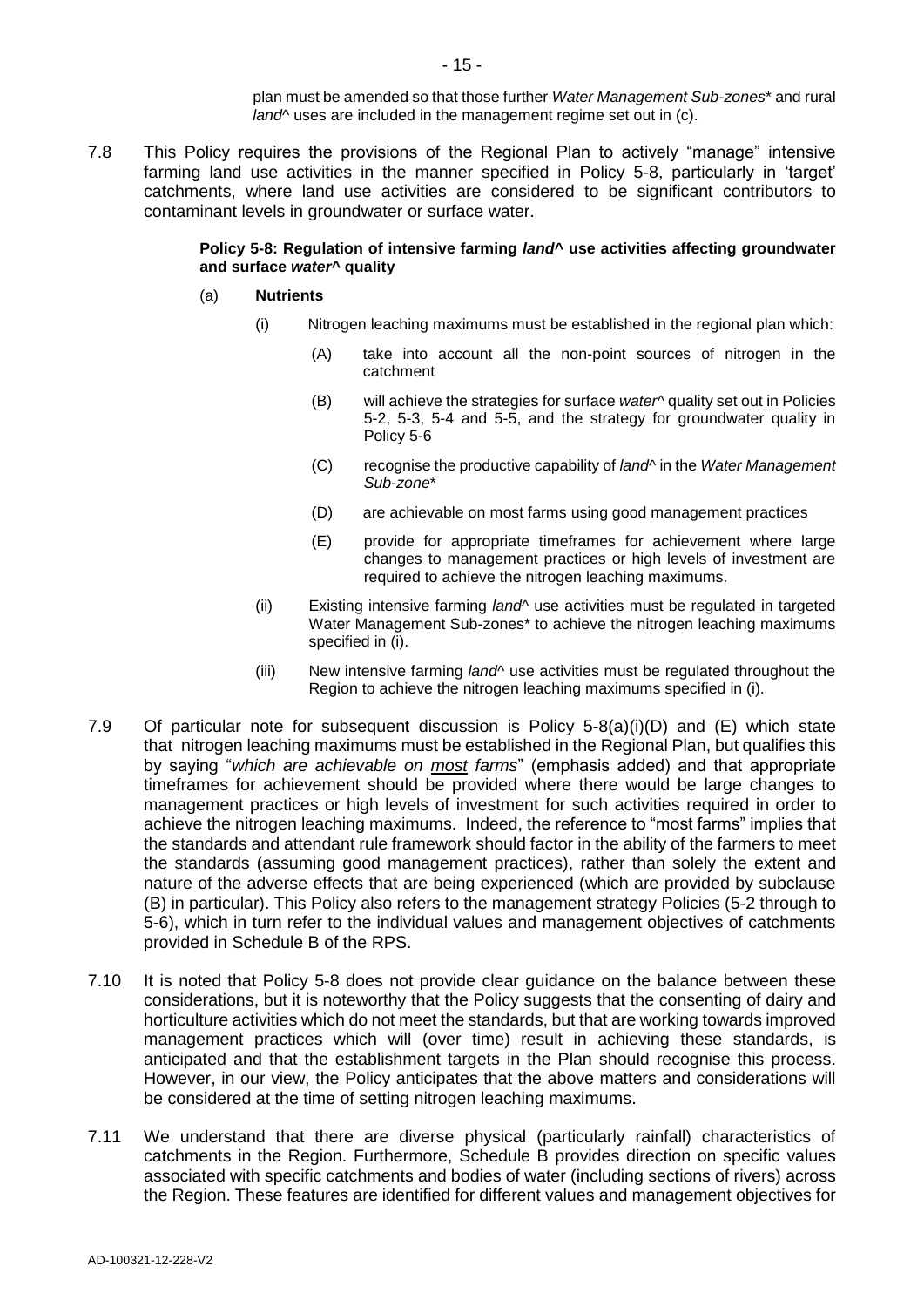plan must be amended so that those further *Water Management Sub-zones** and rural *land*^ uses are included in the management regime set out in (c).

7.8 This Policy requires the provisions of the Regional Plan to actively "manage" intensive farming land use activities in the manner specified in Policy 5-8, particularly in 'target' catchments, where land use activities are considered to be significant contributors to contaminant levels in groundwater or surface water.

> **Policy 5-8: Regulation of intensive farming *land*^ use activities affecting groundwater and surface *water*^ quality**
>
> (a) **Nutrients**
>
> (i) Nitrogen leaching maximums must be established in the regional plan which:
>
> (A) take into account all the non-point sources of nitrogen in the catchment
>
> (B) will achieve the strategies for surface *water*^ quality set out in Policies 5-2, 5-3, 5-4 and 5-5, and the strategy for groundwater quality in Policy 5-6
>
> (C) recognise the productive capability of *land*^ in the *Water Management Sub-zone**
>
> (D) are achievable on most farms using good management practices
>
> (E) provide for appropriate timeframes for achievement where large changes to management practices or high levels of investment are required to achieve the nitrogen leaching maximums.
>
> (ii) Existing intensive farming *land*^ use activities must be regulated in targeted Water Management Sub-zones* to achieve the nitrogen leaching maximums specified in (i).
>
> (iii) New intensive farming *land*^ use activities must be regulated throughout the Region to achieve the nitrogen leaching maximums specified in (i).

7.9 Of particular note for subsequent discussion is Policy 5-8(a)(i)(D) and (E) which state that nitrogen leaching maximums must be established in the Regional Plan, but qualifies this by saying "*which are achievable on <u>most</u> farms*" (emphasis added) and that appropriate timeframes for achievement should be provided where there would be large changes to management practices or high levels of investment for such activities required in order to achieve the nitrogen leaching maximums. Indeed, the reference to "most farms" implies that the standards and attendant rule framework should factor in the ability of the farmers to meet the standards (assuming good management practices), rather than solely the extent and nature of the adverse effects that are being experienced (which are provided by subclause (B) in particular). This Policy also refers to the management strategy Policies (5-2 through to 5-6), which in turn refer to the individual values and management objectives of catchments provided in Schedule B of the RPS.

7.10 It is noted that Policy 5-8 does not provide clear guidance on the balance between these considerations, but it is noteworthy that the Policy suggests that the consenting of dairy and horticulture activities which do not meet the standards, but that are working towards improved management practices which will (over time) result in achieving these standards, is anticipated and that the establishment targets in the Plan should recognise this process. However, in our view, the Policy anticipates that the above matters and considerations will be considered at the time of setting nitrogen leaching maximums.

7.11 We understand that there are diverse physical (particularly rainfall) characteristics of catchments in the Region. Furthermore, Schedule B provides direction on specific values associated with specific catchments and bodies of water (including sections of rivers) across the Region. These features are identified for different values and management objectives for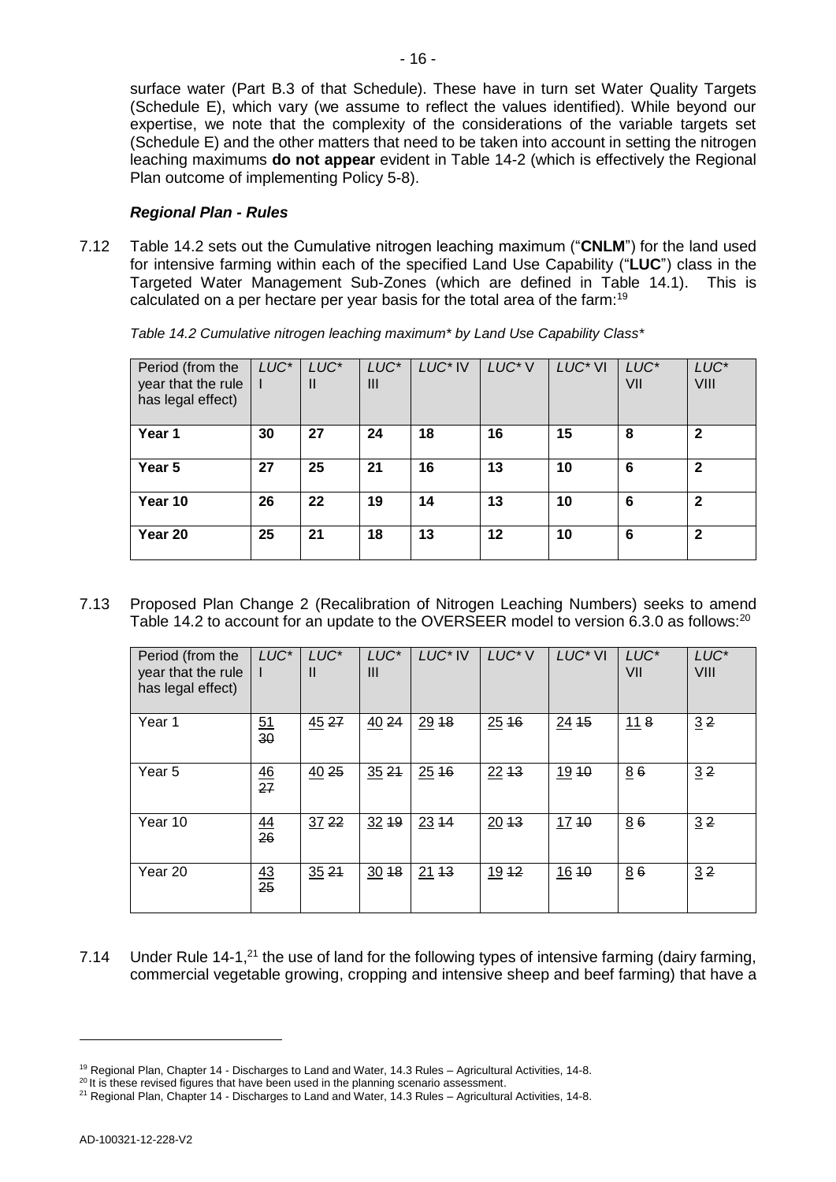surface water (Part B.3 of that Schedule). These have in turn set Water Quality Targets (Schedule E), which vary (we assume to reflect the values identified). While beyond our expertise, we note that the complexity of the considerations of the variable targets set (Schedule E) and the other matters that need to be taken into account in setting the nitrogen leaching maximums **do not appear** evident in Table 14-2 (which is effectively the Regional Plan outcome of implementing Policy 5-8).

### *Regional Plan - Rules*

7.12 Table 14.2 sets out the Cumulative nitrogen leaching maximum ("**CNLM**") for the land used for intensive farming within each of the specified Land Use Capability ("**LUC**") class in the Targeted Water Management Sub-Zones (which are defined in Table 14.1). This is calculated on a per hectare per year basis for the total area of the farm:[19]

*Table 14.2 Cumulative nitrogen leaching maximum* by Land Use Capability Class**

| Period (from the year that the rule has legal effect) | LUC* I | LUC* II | LUC* III | LUC* IV | LUC* V | LUC* VI | LUC* VII | LUC* VIII |
|---|---|---|---|---|---|---|---|---|
| **Year 1** | **30** | **27** | **24** | **18** | **16** | **15** | **8** | **2** |
| **Year 5** | **27** | **25** | **21** | **16** | **13** | **10** | **6** | **2** |
| **Year 10** | **26** | **22** | **19** | **14** | **13** | **10** | **6** | **2** |
| **Year 20** | **25** | **21** | **18** | **13** | **12** | **10** | **6** | **2** |

7.13 Proposed Plan Change 2 (Recalibration of Nitrogen Leaching Numbers) seeks to amend Table 14.2 to account for an update to the OVERSEER model to version 6.3.0 as follows:[20]

| Period (from the year that the rule has legal effect) | LUC* I | LUC* II | LUC* III | LUC* IV | LUC* V | LUC* VI | LUC* VII | LUC* VIII |
|---|---|---|---|---|---|---|---|---|
| Year 1 | <u>51</u> ~~30~~ | <u>45</u> ~~27~~ | <u>40</u> ~~24~~ | <u>29</u> ~~18~~ | <u>25</u> ~~16~~ | <u>24</u> ~~15~~ | <u>11</u> ~~8~~ | <u>3</u> ~~2~~ |
| Year 5 | <u>46</u> ~~27~~ | <u>40</u> ~~25~~ | <u>35</u> ~~21~~ | <u>25</u> ~~16~~ | <u>22</u> ~~13~~ | <u>19</u> ~~10~~ | <u>8</u> ~~6~~ | <u>3</u> ~~2~~ |
| Year 10 | <u>44</u> ~~26~~ | <u>37</u> ~~22~~ | <u>32</u> ~~19~~ | <u>23</u> ~~14~~ | <u>20</u> ~~13~~ | <u>17</u> ~~10~~ | <u>8</u> ~~6~~ | <u>3</u> ~~2~~ |
| Year 20 | <u>43</u> ~~25~~ | <u>35</u> ~~21~~ | <u>30</u> ~~18~~ | <u>21</u> ~~13~~ | <u>19</u> ~~12~~ | <u>16</u> ~~10~~ | <u>8</u> ~~6~~ | <u>3</u> ~~2~~ |

7.14 Under Rule 14-1,[21] the use of land for the following types of intensive farming (dairy farming, commercial vegetable growing, cropping and intensive sheep and beef farming) that have a

---

[19] Regional Plan, Chapter 14 - Discharges to Land and Water, 14.3 Rules – Agricultural Activities, 14-8.

[20] It is these revised figures that have been used in the planning scenario assessment.

[21] Regional Plan, Chapter 14 - Discharges to Land and Water, 14.3 Rules – Agricultural Activities, 14-8.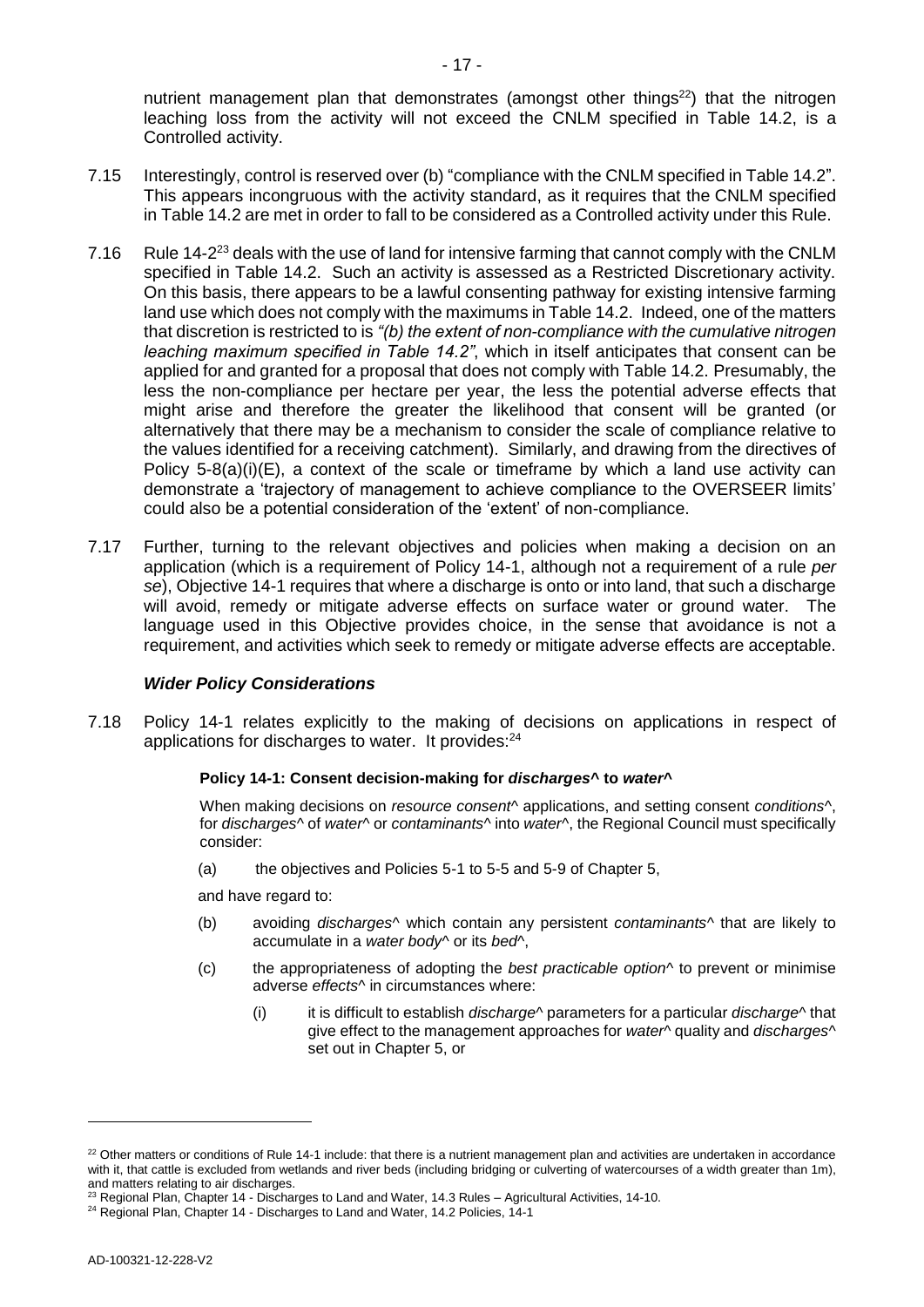nutrient management plan that demonstrates (amongst other things[22]) that the nitrogen leaching loss from the activity will not exceed the CNLM specified in Table 14.2, is a Controlled activity.

7.15 Interestingly, control is reserved over (b) "compliance with the CNLM specified in Table 14.2". This appears incongruous with the activity standard, as it requires that the CNLM specified in Table 14.2 are met in order to fall to be considered as a Controlled activity under this Rule.

7.16 Rule 14-2[23] deals with the use of land for intensive farming that cannot comply with the CNLM specified in Table 14.2. Such an activity is assessed as a Restricted Discretionary activity. On this basis, there appears to be a lawful consenting pathway for existing intensive farming land use which does not comply with the maximums in Table 14.2. Indeed, one of the matters that discretion is restricted to is *"(b) the extent of non-compliance with the cumulative nitrogen leaching maximum specified in Table 14.2"*, which in itself anticipates that consent can be applied for and granted for a proposal that does not comply with Table 14.2. Presumably, the less the non-compliance per hectare per year, the less the potential adverse effects that might arise and therefore the greater the likelihood that consent will be granted (or alternatively that there may be a mechanism to consider the scale of compliance relative to the values identified for a receiving catchment). Similarly, and drawing from the directives of Policy 5-8(a)(i)(E), a context of the scale or timeframe by which a land use activity can demonstrate a 'trajectory of management to achieve compliance to the OVERSEER limits' could also be a potential consideration of the 'extent' of non-compliance.

7.17 Further, turning to the relevant objectives and policies when making a decision on an application (which is a requirement of Policy 14-1, although not a requirement of a rule *per se*), Objective 14-1 requires that where a discharge is onto or into land, that such a discharge will avoid, remedy or mitigate adverse effects on surface water or ground water. The language used in this Objective provides choice, in the sense that avoidance is not a requirement, and activities which seek to remedy or mitigate adverse effects are acceptable.

### *Wider Policy Considerations*

7.18 Policy 14-1 relates explicitly to the making of decisions on applications in respect of applications for discharges to water. It provides:[24]

> **Policy 14-1: Consent decision-making for *discharges*^ to *water*^**
>
> When making decisions on *resource consent*^ applications, and setting consent *conditions*^, for *discharges*^ of *water*^ or *contaminants*^ into *water*^, the Regional Council must specifically consider:
>
> (a) the objectives and Policies 5-1 to 5-5 and 5-9 of Chapter 5,
>
> and have regard to:
>
> (b) avoiding *discharges*^ which contain any persistent *contaminants*^ that are likely to accumulate in a *water body*^ or its *bed*^,
>
> (c) the appropriateness of adopting the *best practicable option*^ to prevent or minimise adverse *effects*^ in circumstances where:
>
> (i) it is difficult to establish *discharge*^ parameters for a particular *discharge*^ that give effect to the management approaches for *water*^ quality and *discharges*^ set out in Chapter 5, or

---

[22] Other matters or conditions of Rule 14-1 include: that there is a nutrient management plan and activities are undertaken in accordance with it, that cattle is excluded from wetlands and river beds (including bridging or culverting of watercourses of a width greater than 1m), and matters relating to air discharges.

[23] Regional Plan, Chapter 14 - Discharges to Land and Water, 14.3 Rules – Agricultural Activities, 14-10.

[24] Regional Plan, Chapter 14 - Discharges to Land and Water, 14.2 Policies, 14-1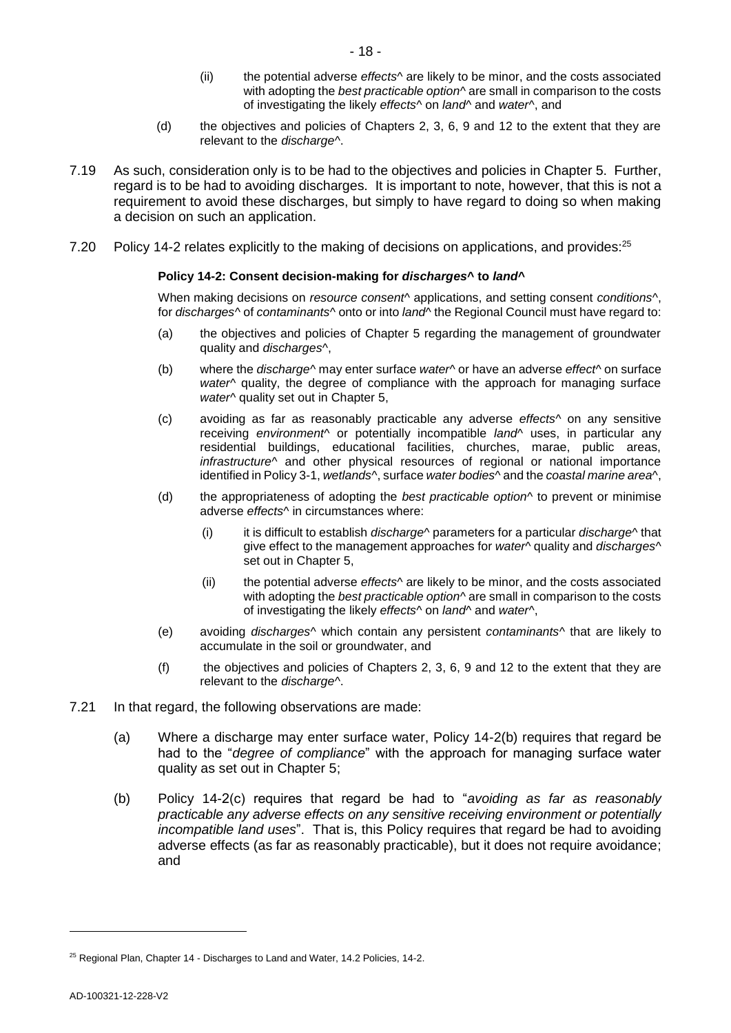(ii) the potential adverse *effects*^ are likely to be minor, and the costs associated with adopting the *best practicable option*^ are small in comparison to the costs of investigating the likely *effects*^ on *land*^ and *water*^, and

(d) the objectives and policies of Chapters 2, 3, 6, 9 and 12 to the extent that they are relevant to the *discharge*^.

7.19 As such, consideration only is to be had to the objectives and policies in Chapter 5. Further, regard is to be had to avoiding discharges. It is important to note, however, that this is not a requirement to avoid these discharges, but simply to have regard to doing so when making a decision on such an application.

7.20 Policy 14-2 relates explicitly to the making of decisions on applications, and provides:[25]

> **Policy 14-2: Consent decision-making for *discharges*^ to *land*^**
>
> When making decisions on *resource consent*^ applications, and setting consent *conditions*^, for *discharges*^ of *contaminants*^ onto or into *land*^ the Regional Council must have regard to:
>
> (a) the objectives and policies of Chapter 5 regarding the management of groundwater quality and *discharges*^,
>
> (b) where the *discharge*^ may enter surface *water*^ or have an adverse *effect*^ on surface *water*^ quality, the degree of compliance with the approach for managing surface *water*^ quality set out in Chapter 5,
>
> (c) avoiding as far as reasonably practicable any adverse *effects*^ on any sensitive receiving *environment*^ or potentially incompatible *land*^ uses, in particular any residential buildings, educational facilities, churches, marae, public areas, *infrastructure*^ and other physical resources of regional or national importance identified in Policy 3-1, *wetlands*^, surface *water bodies*^ and the *coastal marine area*^,
>
> (d) the appropriateness of adopting the *best practicable option*^ to prevent or minimise adverse *effects*^ in circumstances where:
>
> (i) it is difficult to establish *discharge*^ parameters for a particular *discharge*^ that give effect to the management approaches for *water*^ quality and *discharges*^ set out in Chapter 5,
>
> (ii) the potential adverse *effects*^ are likely to be minor, and the costs associated with adopting the *best practicable option*^ are small in comparison to the costs of investigating the likely *effects*^ on *land*^ and *water*^,
>
> (e) avoiding *discharges*^ which contain any persistent *contaminants*^ that are likely to accumulate in the soil or groundwater, and
>
> (f) the objectives and policies of Chapters 2, 3, 6, 9 and 12 to the extent that they are relevant to the *discharge*^.

7.21 In that regard, the following observations are made:

(a) Where a discharge may enter surface water, Policy 14-2(b) requires that regard be had to the "*degree of compliance*" with the approach for managing surface water quality as set out in Chapter 5;

(b) Policy 14-2(c) requires that regard be had to "*avoiding as far as reasonably practicable any adverse effects on any sensitive receiving environment or potentially incompatible land uses*". That is, this Policy requires that regard be had to avoiding adverse effects (as far as reasonably practicable), but it does not require avoidance; and

---

[25] Regional Plan, Chapter 14 - Discharges to Land and Water, 14.2 Policies, 14-2.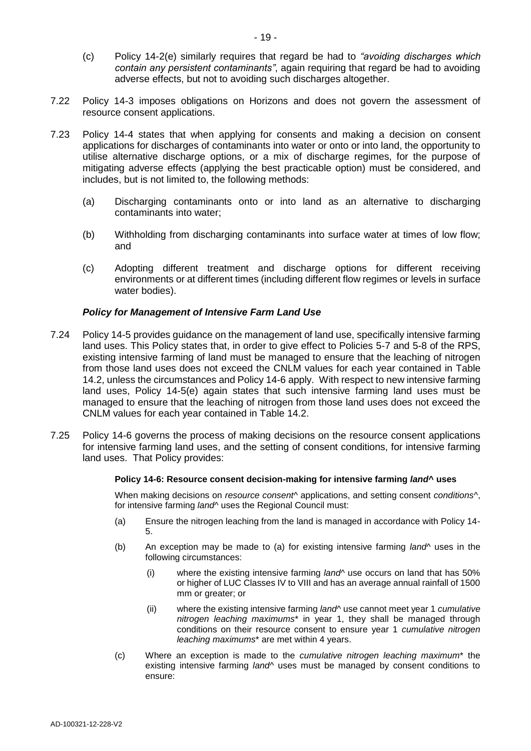(c) Policy 14-2(e) similarly requires that regard be had to *"avoiding discharges which contain any persistent contaminants"*, again requiring that regard be had to avoiding adverse effects, but not to avoiding such discharges altogether.

7.22 Policy 14-3 imposes obligations on Horizons and does not govern the assessment of resource consent applications.

7.23 Policy 14-4 states that when applying for consents and making a decision on consent applications for discharges of contaminants into water or onto or into land, the opportunity to utilise alternative discharge options, or a mix of discharge regimes, for the purpose of mitigating adverse effects (applying the best practicable option) must be considered, and includes, but is not limited to, the following methods:

(a) Discharging contaminants onto or into land as an alternative to discharging contaminants into water;

(b) Withholding from discharging contaminants into surface water at times of low flow; and

(c) Adopting different treatment and discharge options for different receiving environments or at different times (including different flow regimes or levels in surface water bodies).

### *Policy for Management of Intensive Farm Land Use*

7.24 Policy 14-5 provides guidance on the management of land use, specifically intensive farming land uses. This Policy states that, in order to give effect to Policies 5-7 and 5-8 of the RPS, existing intensive farming of land must be managed to ensure that the leaching of nitrogen from those land uses does not exceed the CNLM values for each year contained in Table 14.2, unless the circumstances and Policy 14-6 apply. With respect to new intensive farming land uses, Policy 14-5(e) again states that such intensive farming land uses must be managed to ensure that the leaching of nitrogen from those land uses does not exceed the CNLM values for each year contained in Table 14.2.

7.25 Policy 14-6 governs the process of making decisions on the resource consent applications for intensive farming land uses, and the setting of consent conditions, for intensive farming land uses. That Policy provides:

> **Policy 14-6: Resource consent decision-making for intensive farming *land*^ uses**
>
> When making decisions on *resource consent*^ applications, and setting consent *conditions*^, for intensive farming *land*^ uses the Regional Council must:
>
> (a) Ensure the nitrogen leaching from the land is managed in accordance with Policy 14-5.
>
> (b) An exception may be made to (a) for existing intensive farming *land*^ uses in the following circumstances:
>
> (i) where the existing intensive farming *land*^ use occurs on land that has 50% or higher of LUC Classes IV to VIII and has an average annual rainfall of 1500 mm or greater; or
>
> (ii) where the existing intensive farming *land*^ use cannot meet year 1 *cumulative nitrogen leaching maximums*\* in year 1, they shall be managed through conditions on their resource consent to ensure year 1 *cumulative nitrogen leaching maximums*\* are met within 4 years.
>
> (c) Where an exception is made to the *cumulative nitrogen leaching maximum*\* the existing intensive farming *land*^ uses must be managed by consent conditions to ensure: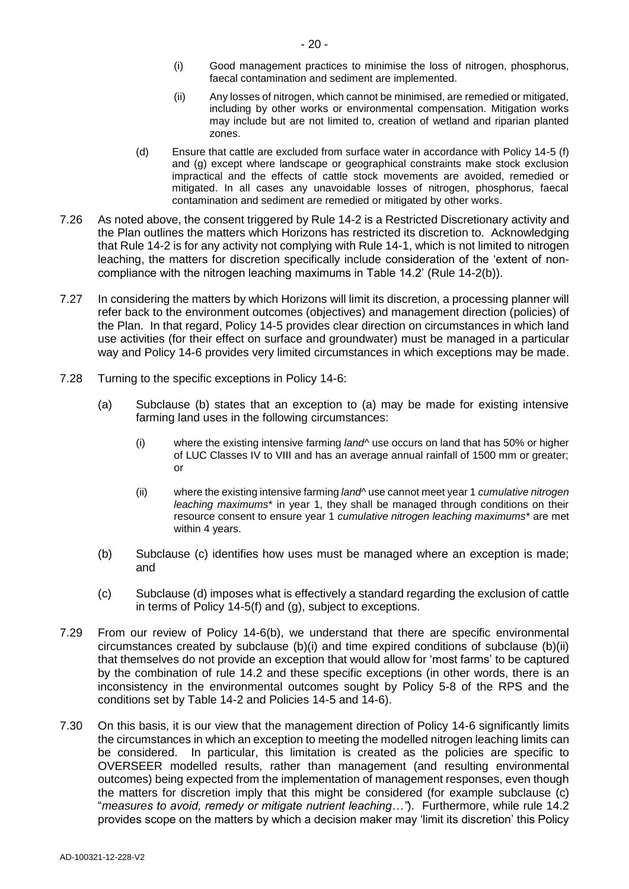(i) Good management practices to minimise the loss of nitrogen, phosphorus, faecal contamination and sediment are implemented.

(ii) Any losses of nitrogen, which cannot be minimised, are remedied or mitigated, including by other works or environmental compensation. Mitigation works may include but are not limited to, creation of wetland and riparian planted zones.

(d) Ensure that cattle are excluded from surface water in accordance with Policy 14-5 (f) and (g) except where landscape or geographical constraints make stock exclusion impractical and the effects of cattle stock movements are avoided, remedied or mitigated. In all cases any unavoidable losses of nitrogen, phosphorus, faecal contamination and sediment are remedied or mitigated by other works.

7.26 As noted above, the consent triggered by Rule 14-2 is a Restricted Discretionary activity and the Plan outlines the matters which Horizons has restricted its discretion to. Acknowledging that Rule 14-2 is for any activity not complying with Rule 14-1, which is not limited to nitrogen leaching, the matters for discretion specifically include consideration of the 'extent of non-compliance with the nitrogen leaching maximums in Table 14.2' (Rule 14-2(b)).

7.27 In considering the matters by which Horizons will limit its discretion, a processing planner will refer back to the environment outcomes (objectives) and management direction (policies) of the Plan. In that regard, Policy 14-5 provides clear direction on circumstances in which land use activities (for their effect on surface and groundwater) must be managed in a particular way and Policy 14-6 provides very limited circumstances in which exceptions may be made.

7.28 Turning to the specific exceptions in Policy 14-6:

(a) Subclause (b) states that an exception to (a) may be made for existing intensive farming land uses in the following circumstances:

(i) where the existing intensive farming *land*^ use occurs on land that has 50% or higher of LUC Classes IV to VIII and has an average annual rainfall of 1500 mm or greater; or

(ii) where the existing intensive farming *land*^ use cannot meet year 1 *cumulative nitrogen leaching maximums** in year 1, they shall be managed through conditions on their resource consent to ensure year 1 *cumulative nitrogen leaching maximums** are met within 4 years.

(b) Subclause (c) identifies how uses must be managed where an exception is made; and

(c) Subclause (d) imposes what is effectively a standard regarding the exclusion of cattle in terms of Policy 14-5(f) and (g), subject to exceptions.

7.29 From our review of Policy 14-6(b), we understand that there are specific environmental circumstances created by subclause (b)(i) and time expired conditions of subclause (b)(ii) that themselves do not provide an exception that would allow for 'most farms' to be captured by the combination of rule 14.2 and these specific exceptions (in other words, there is an inconsistency in the environmental outcomes sought by Policy 5-8 of the RPS and the conditions set by Table 14-2 and Policies 14-5 and 14-6).

7.30 On this basis, it is our view that the management direction of Policy 14-6 significantly limits the circumstances in which an exception to meeting the modelled nitrogen leaching limits can be considered. In particular, this limitation is created as the policies are specific to OVERSEER modelled results, rather than management (and resulting environmental outcomes) being expected from the implementation of management responses, even though the matters for discretion imply that this might be considered (for example subclause (c) "*measures to avoid, remedy or mitigate nutrient leaching…"*). Furthermore, while rule 14.2 provides scope on the matters by which a decision maker may 'limit its discretion' this Policy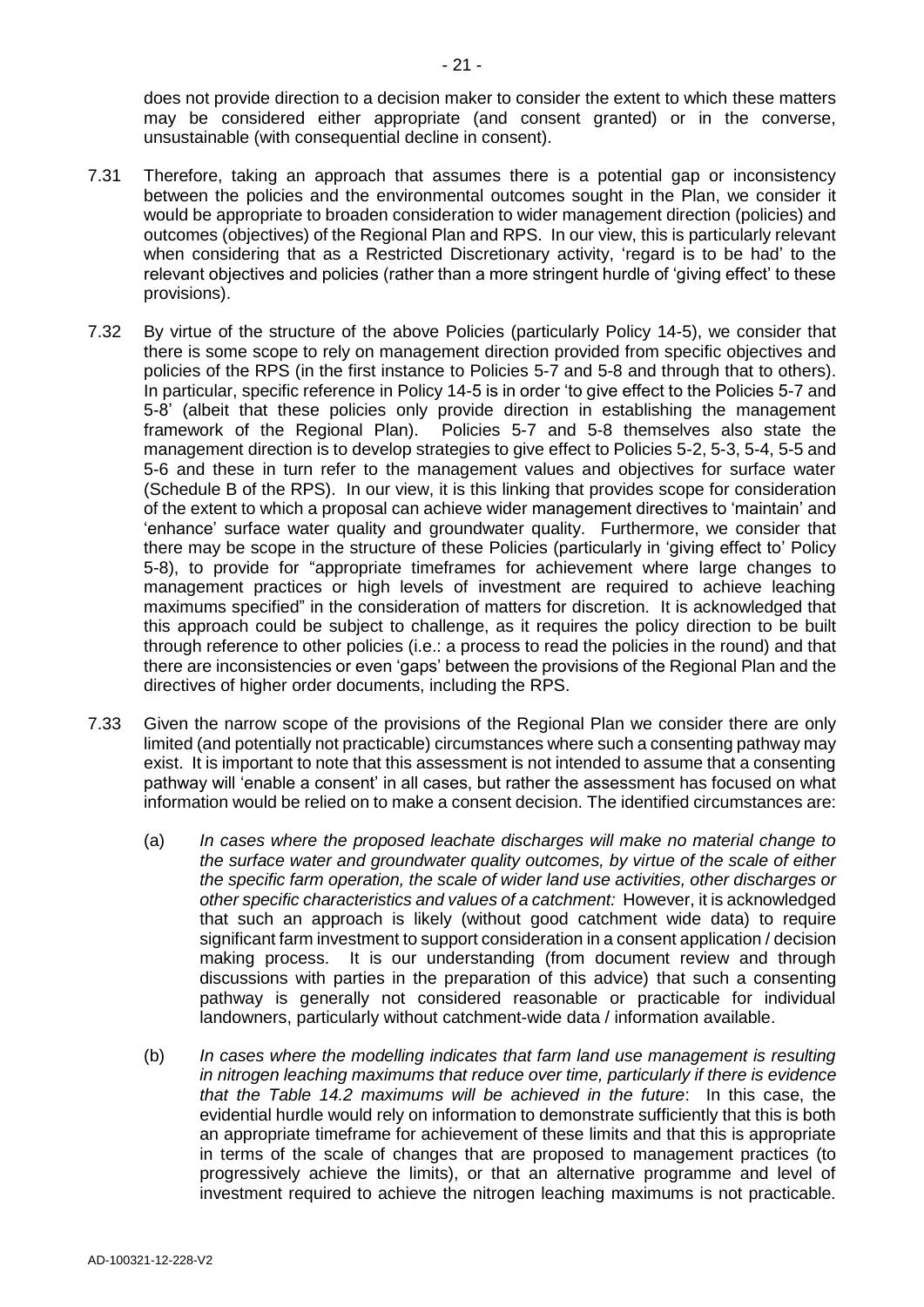does not provide direction to a decision maker to consider the extent to which these matters may be considered either appropriate (and consent granted) or in the converse, unsustainable (with consequential decline in consent).

7.31 Therefore, taking an approach that assumes there is a potential gap or inconsistency between the policies and the environmental outcomes sought in the Plan, we consider it would be appropriate to broaden consideration to wider management direction (policies) and outcomes (objectives) of the Regional Plan and RPS. In our view, this is particularly relevant when considering that as a Restricted Discretionary activity, 'regard is to be had' to the relevant objectives and policies (rather than a more stringent hurdle of 'giving effect' to these provisions).

7.32 By virtue of the structure of the above Policies (particularly Policy 14-5), we consider that there is some scope to rely on management direction provided from specific objectives and policies of the RPS (in the first instance to Policies 5-7 and 5-8 and through that to others). In particular, specific reference in Policy 14-5 is in order 'to give effect to the Policies 5-7 and 5-8' (albeit that these policies only provide direction in establishing the management framework of the Regional Plan). Policies 5-7 and 5-8 themselves also state the management direction is to develop strategies to give effect to Policies 5-2, 5-3, 5-4, 5-5 and 5-6 and these in turn refer to the management values and objectives for surface water (Schedule B of the RPS). In our view, it is this linking that provides scope for consideration of the extent to which a proposal can achieve wider management directives to 'maintain' and 'enhance' surface water quality and groundwater quality. Furthermore, we consider that there may be scope in the structure of these Policies (particularly in 'giving effect to' Policy 5-8), to provide for "appropriate timeframes for achievement where large changes to management practices or high levels of investment are required to achieve leaching maximums specified" in the consideration of matters for discretion. It is acknowledged that this approach could be subject to challenge, as it requires the policy direction to be built through reference to other policies (i.e.: a process to read the policies in the round) and that there are inconsistencies or even 'gaps' between the provisions of the Regional Plan and the directives of higher order documents, including the RPS.

7.33 Given the narrow scope of the provisions of the Regional Plan we consider there are only limited (and potentially not practicable) circumstances where such a consenting pathway may exist. It is important to note that this assessment is not intended to assume that a consenting pathway will 'enable a consent' in all cases, but rather the assessment has focused on what information would be relied on to make a consent decision. The identified circumstances are:

(a) *In cases where the proposed leachate discharges will make no material change to the surface water and groundwater quality outcomes, by virtue of the scale of either the specific farm operation, the scale of wider land use activities, other discharges or other specific characteristics and values of a catchment:* However, it is acknowledged that such an approach is likely (without good catchment wide data) to require significant farm investment to support consideration in a consent application / decision making process. It is our understanding (from document review and through discussions with parties in the preparation of this advice) that such a consenting pathway is generally not considered reasonable or practicable for individual landowners, particularly without catchment-wide data / information available.

(b) *In cases where the modelling indicates that farm land use management is resulting in nitrogen leaching maximums that reduce over time, particularly if there is evidence that the Table 14.2 maximums will be achieved in the future*: In this case, the evidential hurdle would rely on information to demonstrate sufficiently that this is both an appropriate timeframe for achievement of these limits and that this is appropriate in terms of the scale of changes that are proposed to management practices (to progressively achieve the limits), or that an alternative programme and level of investment required to achieve the nitrogen leaching maximums is not practicable.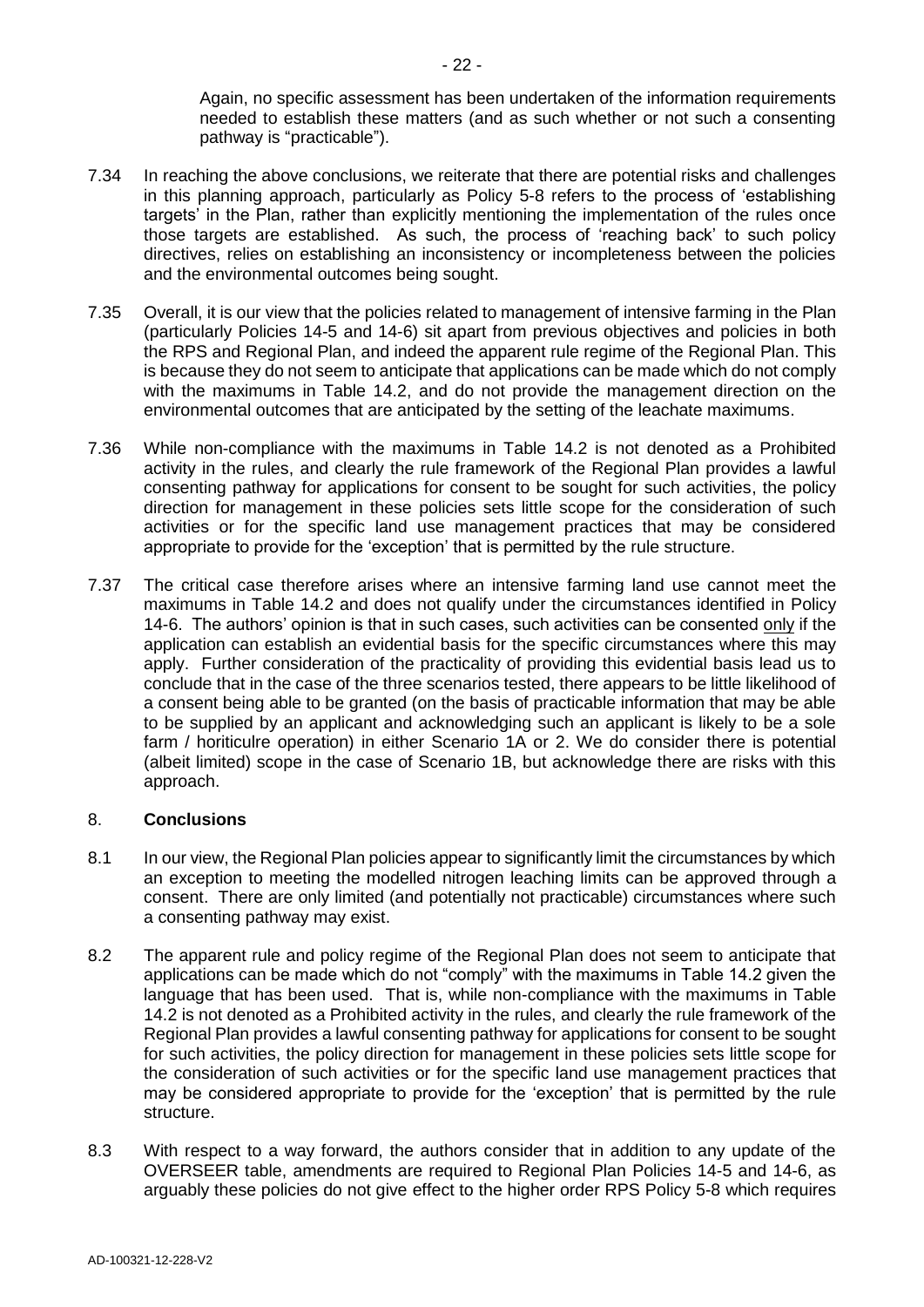Again, no specific assessment has been undertaken of the information requirements needed to establish these matters (and as such whether or not such a consenting pathway is "practicable").

7.34 In reaching the above conclusions, we reiterate that there are potential risks and challenges in this planning approach, particularly as Policy 5-8 refers to the process of 'establishing targets' in the Plan, rather than explicitly mentioning the implementation of the rules once those targets are established. As such, the process of 'reaching back' to such policy directives, relies on establishing an inconsistency or incompleteness between the policies and the environmental outcomes being sought.

7.35 Overall, it is our view that the policies related to management of intensive farming in the Plan (particularly Policies 14-5 and 14-6) sit apart from previous objectives and policies in both the RPS and Regional Plan, and indeed the apparent rule regime of the Regional Plan. This is because they do not seem to anticipate that applications can be made which do not comply with the maximums in Table 14.2, and do not provide the management direction on the environmental outcomes that are anticipated by the setting of the leachate maximums.

7.36 While non-compliance with the maximums in Table 14.2 is not denoted as a Prohibited activity in the rules, and clearly the rule framework of the Regional Plan provides a lawful consenting pathway for applications for consent to be sought for such activities, the policy direction for management in these policies sets little scope for the consideration of such activities or for the specific land use management practices that may be considered appropriate to provide for the 'exception' that is permitted by the rule structure.

7.37 The critical case therefore arises where an intensive farming land use cannot meet the maximums in Table 14.2 and does not qualify under the circumstances identified in Policy 14-6. The authors' opinion is that in such cases, such activities can be consented <u>only</u> if the application can establish an evidential basis for the specific circumstances where this may apply. Further consideration of the practicality of providing this evidential basis lead us to conclude that in the case of the three scenarios tested, there appears to be little likelihood of a consent being able to be granted (on the basis of practicable information that may be able to be supplied by an applicant and acknowledging such an applicant is likely to be a sole farm / horiticulre operation) in either Scenario 1A or 2. We do consider there is potential (albeit limited) scope in the case of Scenario 1B, but acknowledge there are risks with this approach.

## 8. Conclusions

8.1 In our view, the Regional Plan policies appear to significantly limit the circumstances by which an exception to meeting the modelled nitrogen leaching limits can be approved through a consent. There are only limited (and potentially not practicable) circumstances where such a consenting pathway may exist.

8.2 The apparent rule and policy regime of the Regional Plan does not seem to anticipate that applications can be made which do not "comply" with the maximums in Table 14.2 given the language that has been used. That is, while non-compliance with the maximums in Table 14.2 is not denoted as a Prohibited activity in the rules, and clearly the rule framework of the Regional Plan provides a lawful consenting pathway for applications for consent to be sought for such activities, the policy direction for management in these policies sets little scope for the consideration of such activities or for the specific land use management practices that may be considered appropriate to provide for the 'exception' that is permitted by the rule structure.

8.3 With respect to a way forward, the authors consider that in addition to any update of the OVERSEER table, amendments are required to Regional Plan Policies 14-5 and 14-6, as arguably these policies do not give effect to the higher order RPS Policy 5-8 which requires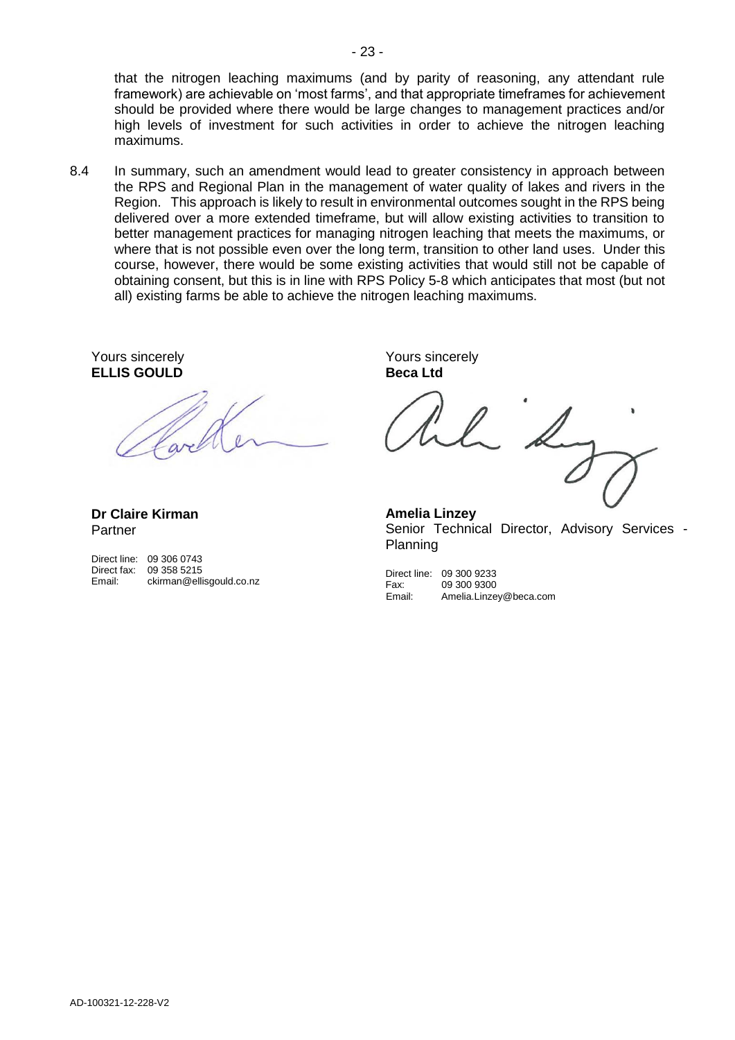that the nitrogen leaching maximums (and by parity of reasoning, any attendant rule framework) are achievable on 'most farms', and that appropriate timeframes for achievement should be provided where there would be large changes to management practices and/or high levels of investment for such activities in order to achieve the nitrogen leaching maximums.

8.4 In summary, such an amendment would lead to greater consistency in approach between the RPS and Regional Plan in the management of water quality of lakes and rivers in the Region. This approach is likely to result in environmental outcomes sought in the RPS being delivered over a more extended timeframe, but will allow existing activities to transition to better management practices for managing nitrogen leaching that meets the maximums, or where that is not possible even over the long term, transition to other land uses. Under this course, however, there would be some existing activities that would still not be capable of obtaining consent, but this is in line with RPS Policy 5-8 which anticipates that most (but not all) existing farms be able to achieve the nitrogen leaching maximums.

Yours sincerely
**ELLIS GOULD**

**Dr Claire Kirman**
Partner

Direct line: 09 306 0743
Direct fax: 09 358 5215
Email: ckirman@ellisgould.co.nz

Yours sincerely
**Beca Ltd**

**Amelia Linzey**
Senior Technical Director, Advisory Services - Planning

Direct line: 09 300 9233
Fax: 09 300 9300
Email: Amelia.Linzey@beca.com

AD-100321-12-228-V2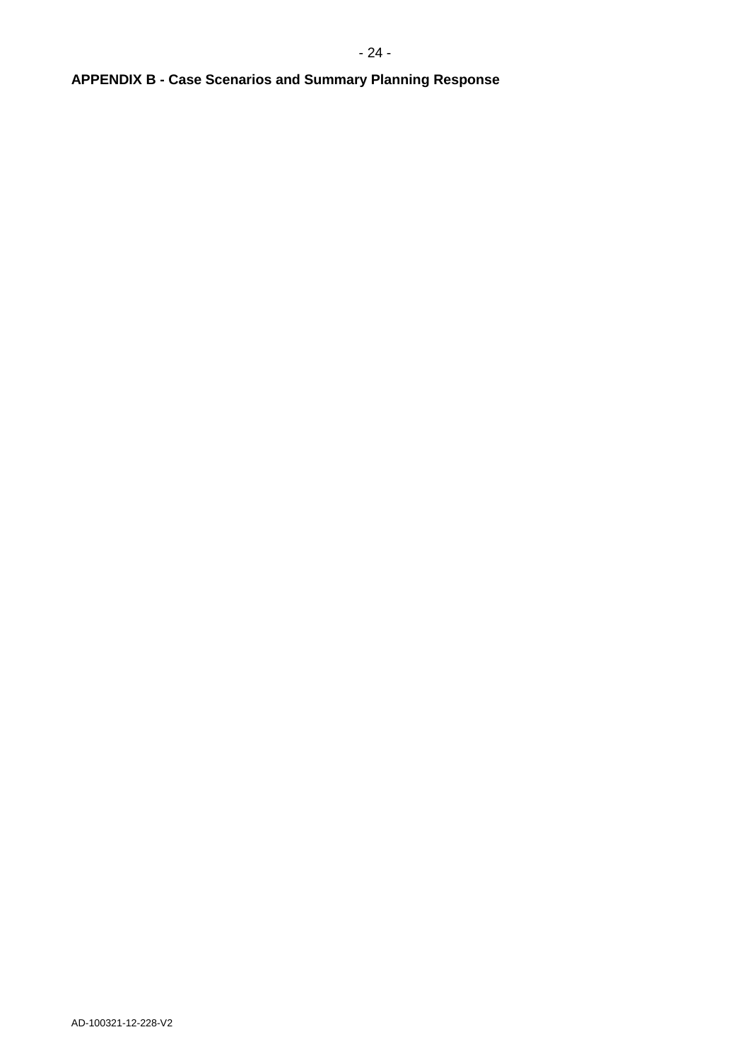## APPENDIX B - Case Scenarios and Summary Planning Response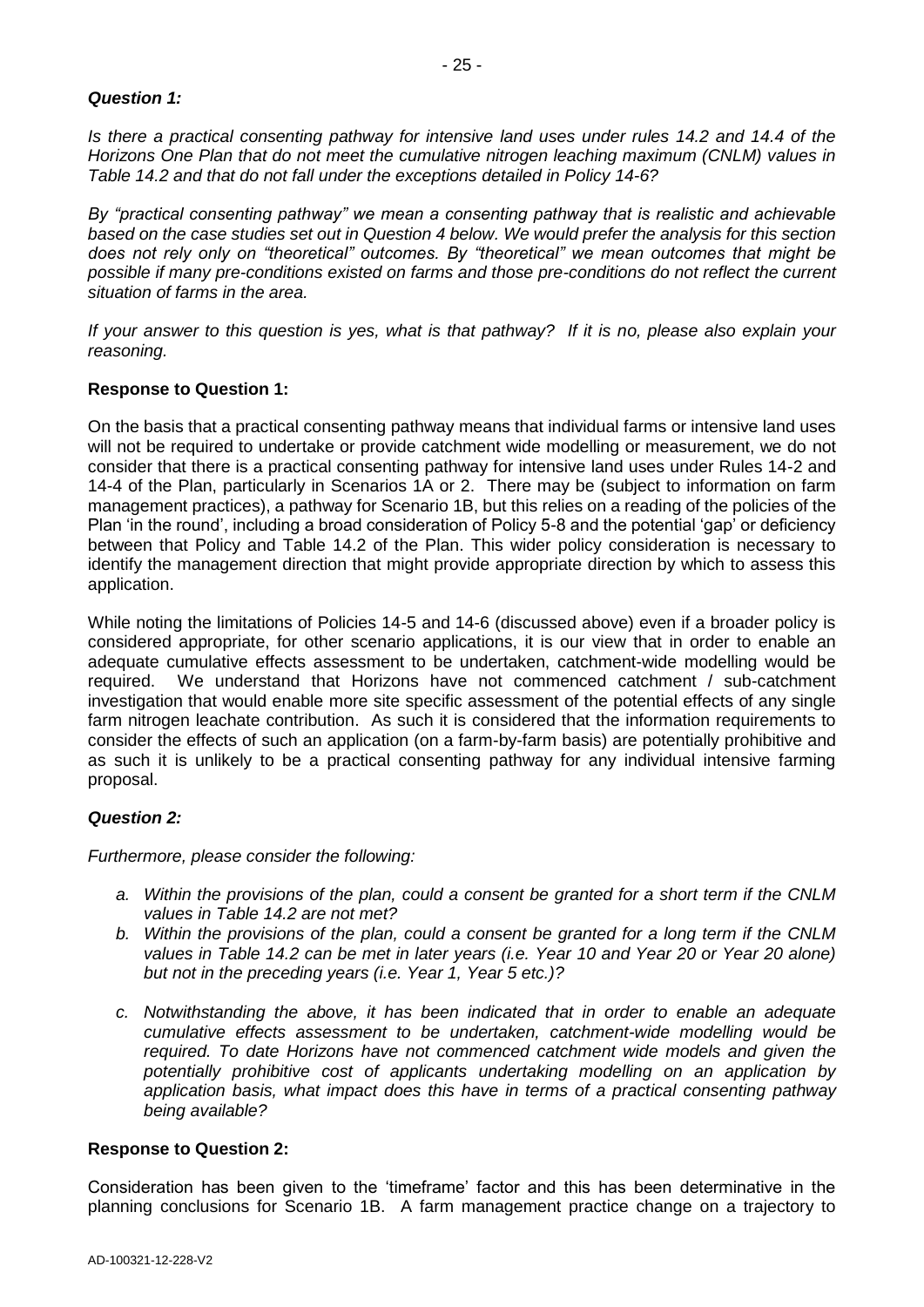***Question 1:***

*Is there a practical consenting pathway for intensive land uses under rules 14.2 and 14.4 of the Horizons One Plan that do not meet the cumulative nitrogen leaching maximum (CNLM) values in Table 14.2 and that do not fall under the exceptions detailed in Policy 14-6?*

*By "practical consenting pathway" we mean a consenting pathway that is realistic and achievable based on the case studies set out in Question 4 below. We would prefer the analysis for this section does not rely only on "theoretical" outcomes. By "theoretical" we mean outcomes that might be possible if many pre-conditions existed on farms and those pre-conditions do not reflect the current situation of farms in the area.*

*If your answer to this question is yes, what is that pathway? If it is no, please also explain your reasoning.*

**Response to Question 1:**

On the basis that a practical consenting pathway means that individual farms or intensive land uses will not be required to undertake or provide catchment wide modelling or measurement, we do not consider that there is a practical consenting pathway for intensive land uses under Rules 14-2 and 14-4 of the Plan, particularly in Scenarios 1A or 2. There may be (subject to information on farm management practices), a pathway for Scenario 1B, but this relies on a reading of the policies of the Plan 'in the round', including a broad consideration of Policy 5-8 and the potential 'gap' or deficiency between that Policy and Table 14.2 of the Plan. This wider policy consideration is necessary to identify the management direction that might provide appropriate direction by which to assess this application.

While noting the limitations of Policies 14-5 and 14-6 (discussed above) even if a broader policy is considered appropriate, for other scenario applications, it is our view that in order to enable an adequate cumulative effects assessment to be undertaken, catchment-wide modelling would be required. We understand that Horizons have not commenced catchment / sub-catchment investigation that would enable more site specific assessment of the potential effects of any single farm nitrogen leachate contribution. As such it is considered that the information requirements to consider the effects of such an application (on a farm-by-farm basis) are potentially prohibitive and as such it is unlikely to be a practical consenting pathway for any individual intensive farming proposal.

***Question 2:***

*Furthermore, please consider the following:*

- *a. Within the provisions of the plan, could a consent be granted for a short term if the CNLM values in Table 14.2 are not met?*
- *b. Within the provisions of the plan, could a consent be granted for a long term if the CNLM values in Table 14.2 can be met in later years (i.e. Year 10 and Year 20 or Year 20 alone) but not in the preceding years (i.e. Year 1, Year 5 etc.)?*
- *c. Notwithstanding the above, it has been indicated that in order to enable an adequate cumulative effects assessment to be undertaken, catchment-wide modelling would be required. To date Horizons have not commenced catchment wide models and given the potentially prohibitive cost of applicants undertaking modelling on an application by application basis, what impact does this have in terms of a practical consenting pathway being available?*

**Response to Question 2:**

Consideration has been given to the 'timeframe' factor and this has been determinative in the planning conclusions for Scenario 1B. A farm management practice change on a trajectory to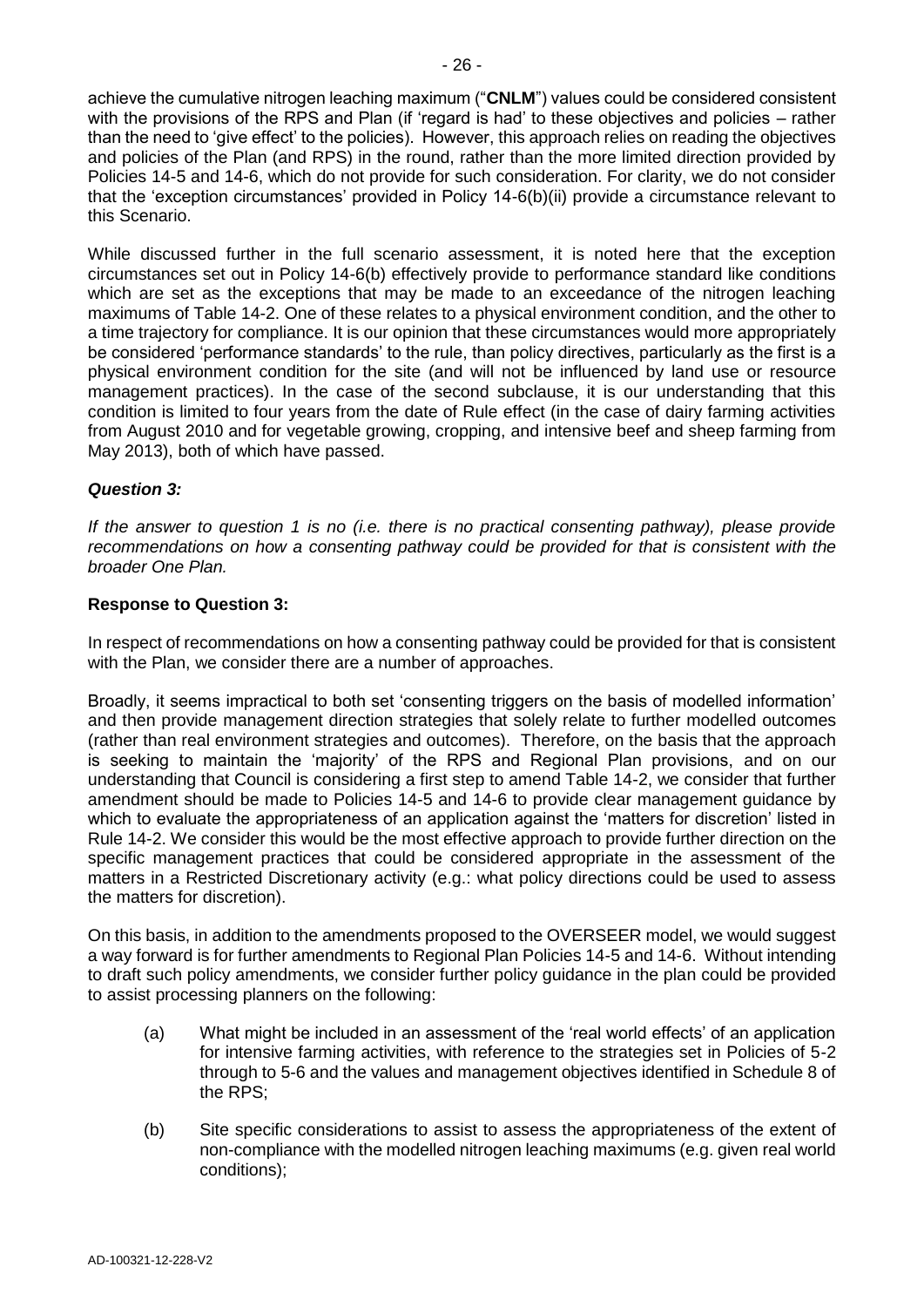achieve the cumulative nitrogen leaching maximum ("**CNLM**") values could be considered consistent with the provisions of the RPS and Plan (if 'regard is had' to these objectives and policies – rather than the need to 'give effect' to the policies). However, this approach relies on reading the objectives and policies of the Plan (and RPS) in the round, rather than the more limited direction provided by Policies 14-5 and 14-6, which do not provide for such consideration. For clarity, we do not consider that the 'exception circumstances' provided in Policy 14-6(b)(ii) provide a circumstance relevant to this Scenario.

While discussed further in the full scenario assessment, it is noted here that the exception circumstances set out in Policy 14-6(b) effectively provide to performance standard like conditions which are set as the exceptions that may be made to an exceedance of the nitrogen leaching maximums of Table 14-2. One of these relates to a physical environment condition, and the other to a time trajectory for compliance. It is our opinion that these circumstances would more appropriately be considered 'performance standards' to the rule, than policy directives, particularly as the first is a physical environment condition for the site (and will not be influenced by land use or resource management practices). In the case of the second subclause, it is our understanding that this condition is limited to four years from the date of Rule effect (in the case of dairy farming activities from August 2010 and for vegetable growing, cropping, and intensive beef and sheep farming from May 2013), both of which have passed.

### *Question 3:*

*If the answer to question 1 is no (i.e. there is no practical consenting pathway), please provide recommendations on how a consenting pathway could be provided for that is consistent with the broader One Plan.*

### **Response to Question 3:**

In respect of recommendations on how a consenting pathway could be provided for that is consistent with the Plan, we consider there are a number of approaches.

Broadly, it seems impractical to both set 'consenting triggers on the basis of modelled information' and then provide management direction strategies that solely relate to further modelled outcomes (rather than real environment strategies and outcomes). Therefore, on the basis that the approach is seeking to maintain the 'majority' of the RPS and Regional Plan provisions, and on our understanding that Council is considering a first step to amend Table 14-2, we consider that further amendment should be made to Policies 14-5 and 14-6 to provide clear management guidance by which to evaluate the appropriateness of an application against the 'matters for discretion' listed in Rule 14-2. We consider this would be the most effective approach to provide further direction on the specific management practices that could be considered appropriate in the assessment of the matters in a Restricted Discretionary activity (e.g.: what policy directions could be used to assess the matters for discretion).

On this basis, in addition to the amendments proposed to the OVERSEER model, we would suggest a way forward is for further amendments to Regional Plan Policies 14-5 and 14-6. Without intending to draft such policy amendments, we consider further policy guidance in the plan could be provided to assist processing planners on the following:

(a) What might be included in an assessment of the 'real world effects' of an application for intensive farming activities, with reference to the strategies set in Policies of 5-2 through to 5-6 and the values and management objectives identified in Schedule 8 of the RPS;

(b) Site specific considerations to assist to assess the appropriateness of the extent of non-compliance with the modelled nitrogen leaching maximums (e.g. given real world conditions);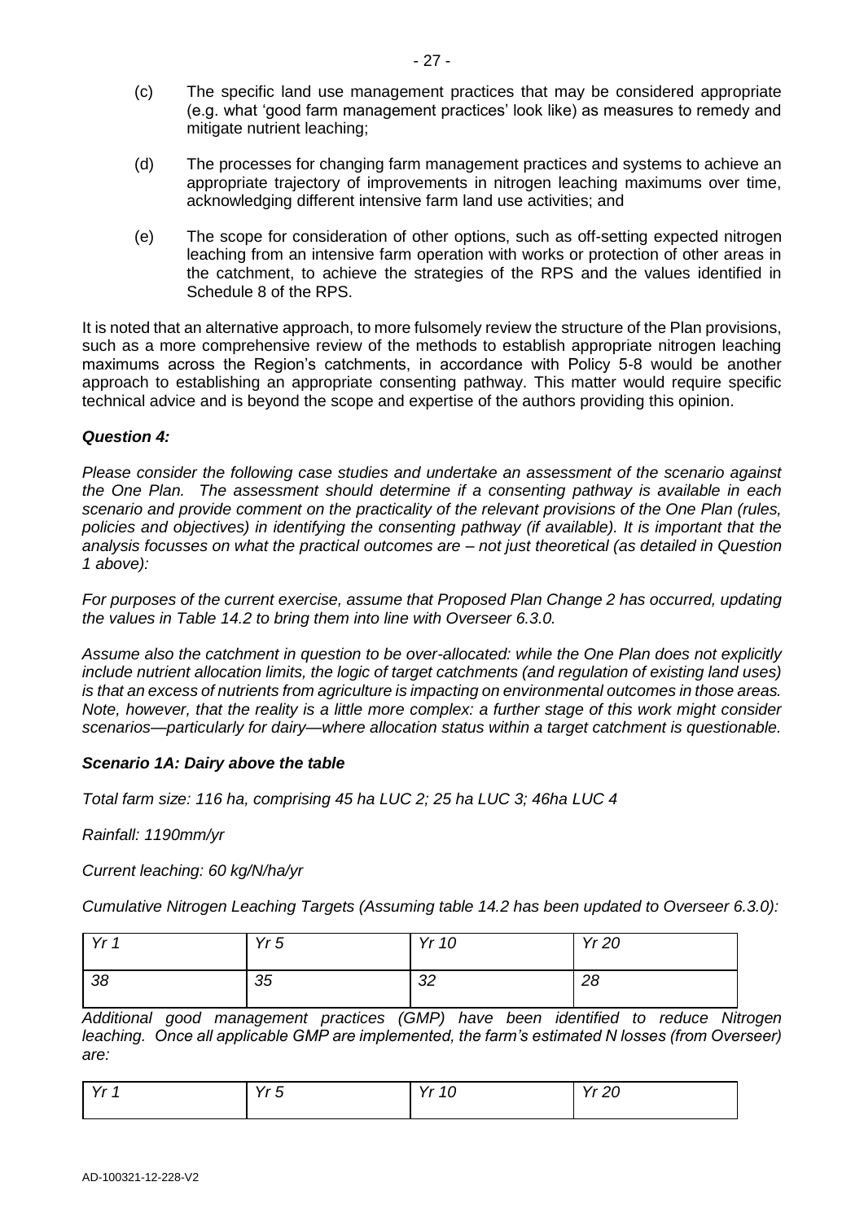(c) The specific land use management practices that may be considered appropriate (e.g. what 'good farm management practices' look like) as measures to remedy and mitigate nutrient leaching;

(d) The processes for changing farm management practices and systems to achieve an appropriate trajectory of improvements in nitrogen leaching maximums over time, acknowledging different intensive farm land use activities; and

(e) The scope for consideration of other options, such as off-setting expected nitrogen leaching from an intensive farm operation with works or protection of other areas in the catchment, to achieve the strategies of the RPS and the values identified in Schedule 8 of the RPS.

It is noted that an alternative approach, to more fulsomely review the structure of the Plan provisions, such as a more comprehensive review of the methods to establish appropriate nitrogen leaching maximums across the Region's catchments, in accordance with Policy 5-8 would be another approach to establishing an appropriate consenting pathway. This matter would require specific technical advice and is beyond the scope and expertise of the authors providing this opinion.

***Question 4:***

*Please consider the following case studies and undertake an assessment of the scenario against the One Plan. The assessment should determine if a consenting pathway is available in each scenario and provide comment on the practicality of the relevant provisions of the One Plan (rules, policies and objectives) in identifying the consenting pathway (if available). It is important that the analysis focusses on what the practical outcomes are – not just theoretical (as detailed in Question 1 above):*

*For purposes of the current exercise, assume that Proposed Plan Change 2 has occurred, updating the values in Table 14.2 to bring them into line with Overseer 6.3.0.*

*Assume also the catchment in question to be over-allocated: while the One Plan does not explicitly include nutrient allocation limits, the logic of target catchments (and regulation of existing land uses) is that an excess of nutrients from agriculture is impacting on environmental outcomes in those areas. Note, however, that the reality is a little more complex: a further stage of this work might consider scenarios—particularly for dairy—where allocation status within a target catchment is questionable.*

***Scenario 1A: Dairy above the table***

*Total farm size: 116 ha, comprising 45 ha LUC 2; 25 ha LUC 3; 46ha LUC 4*

*Rainfall: 1190mm/yr*

*Current leaching: 60 kg/N/ha/yr*

*Cumulative Nitrogen Leaching Targets (Assuming table 14.2 has been updated to Overseer 6.3.0):*

| *Yr 1* | *Yr 5* | *Yr 10* | *Yr 20* |
|---|---|---|---|
| *38* | *35* | *32* | *28* |

*Additional good management practices (GMP) have been identified to reduce Nitrogen leaching. Once all applicable GMP are implemented, the farm's estimated N losses (from Overseer) are:*

| *Yr 1* | *Yr 5* | *Yr 10* | *Yr 20* |
|---|---|---|---|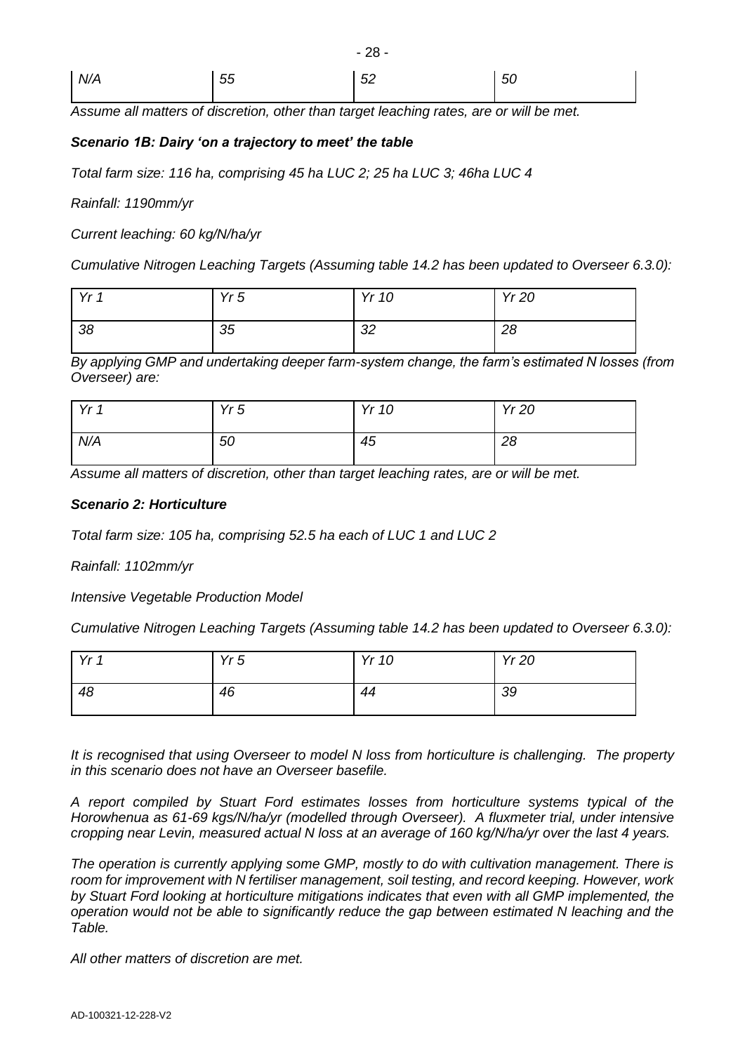| N/A | 55 | 52 | 50 |
|---|---|---|---|

*Assume all matters of discretion, other than target leaching rates, are or will be met.*

### *Scenario 1B: Dairy 'on a trajectory to meet' the table*

*Total farm size: 116 ha, comprising 45 ha LUC 2; 25 ha LUC 3; 46ha LUC 4*

*Rainfall: 1190mm/yr*

*Current leaching: 60 kg/N/ha/yr*

*Cumulative Nitrogen Leaching Targets (Assuming table 14.2 has been updated to Overseer 6.3.0):*

| *Yr 1* | *Yr 5* | *Yr 10* | *Yr 20* |
|---|---|---|---|
| *38* | *35* | *32* | *28* |

*By applying GMP and undertaking deeper farm-system change, the farm's estimated N losses (from Overseer) are:*

| *Yr 1* | *Yr 5* | *Yr 10* | *Yr 20* |
|---|---|---|---|
| *N/A* | *50* | *45* | *28* |

*Assume all matters of discretion, other than target leaching rates, are or will be met.*

### *Scenario 2: Horticulture*

*Total farm size: 105 ha, comprising 52.5 ha each of LUC 1 and LUC 2*

*Rainfall: 1102mm/yr*

*Intensive Vegetable Production Model*

*Cumulative Nitrogen Leaching Targets (Assuming table 14.2 has been updated to Overseer 6.3.0):*

| *Yr 1* | *Yr 5* | *Yr 10* | *Yr 20* |
|---|---|---|---|
| *48* | *46* | *44* | *39* |

*It is recognised that using Overseer to model N loss from horticulture is challenging. The property in this scenario does not have an Overseer basefile.*

*A report compiled by Stuart Ford estimates losses from horticulture systems typical of the Horowhenua as 61-69 kgs/N/ha/yr (modelled through Overseer). A fluxmeter trial, under intensive cropping near Levin, measured actual N loss at an average of 160 kg/N/ha/yr over the last 4 years.*

*The operation is currently applying some GMP, mostly to do with cultivation management. There is room for improvement with N fertiliser management, soil testing, and record keeping. However, work by Stuart Ford looking at horticulture mitigations indicates that even with all GMP implemented, the operation would not be able to significantly reduce the gap between estimated N leaching and the Table.*

*All other matters of discretion are met.*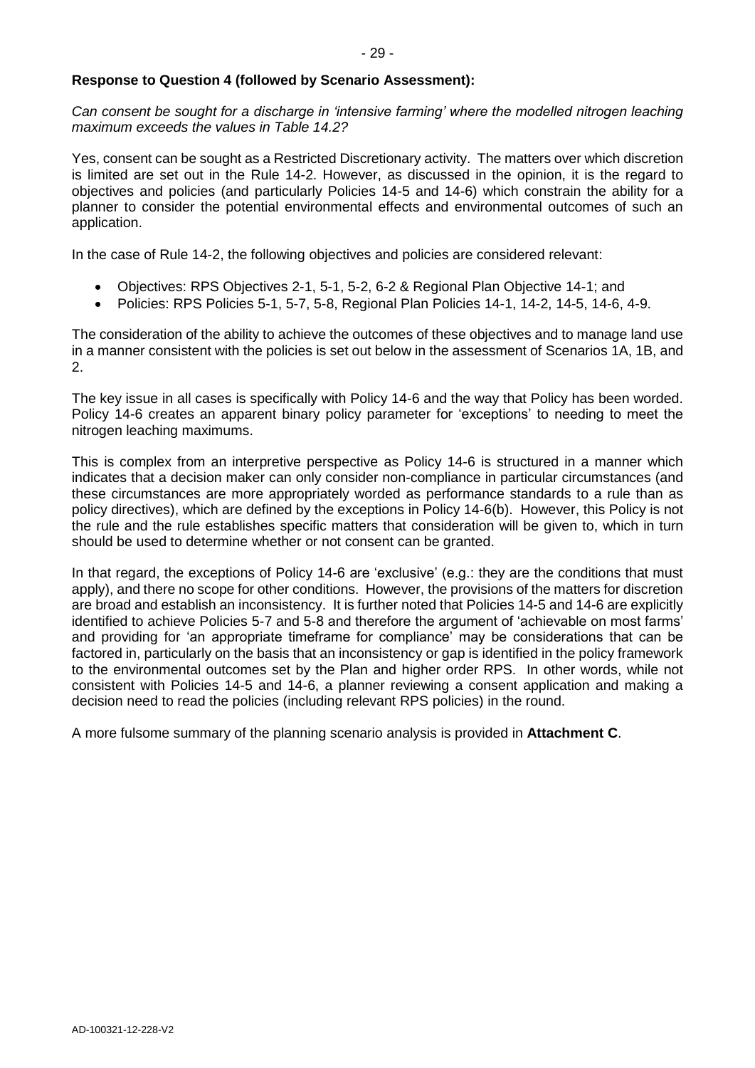**Response to Question 4 (followed by Scenario Assessment):**

*Can consent be sought for a discharge in 'intensive farming' where the modelled nitrogen leaching maximum exceeds the values in Table 14.2?*

Yes, consent can be sought as a Restricted Discretionary activity. The matters over which discretion is limited are set out in the Rule 14-2. However, as discussed in the opinion, it is the regard to objectives and policies (and particularly Policies 14-5 and 14-6) which constrain the ability for a planner to consider the potential environmental effects and environmental outcomes of such an application.

In the case of Rule 14-2, the following objectives and policies are considered relevant:

- Objectives: RPS Objectives 2-1, 5-1, 5-2, 6-2 & Regional Plan Objective 14-1; and
- Policies: RPS Policies 5-1, 5-7, 5-8, Regional Plan Policies 14-1, 14-2, 14-5, 14-6, 4-9.

The consideration of the ability to achieve the outcomes of these objectives and to manage land use in a manner consistent with the policies is set out below in the assessment of Scenarios 1A, 1B, and 2.

The key issue in all cases is specifically with Policy 14-6 and the way that Policy has been worded. Policy 14-6 creates an apparent binary policy parameter for 'exceptions' to needing to meet the nitrogen leaching maximums.

This is complex from an interpretive perspective as Policy 14-6 is structured in a manner which indicates that a decision maker can only consider non-compliance in particular circumstances (and these circumstances are more appropriately worded as performance standards to a rule than as policy directives), which are defined by the exceptions in Policy 14-6(b). However, this Policy is not the rule and the rule establishes specific matters that consideration will be given to, which in turn should be used to determine whether or not consent can be granted.

In that regard, the exceptions of Policy 14-6 are 'exclusive' (e.g.: they are the conditions that must apply), and there no scope for other conditions. However, the provisions of the matters for discretion are broad and establish an inconsistency. It is further noted that Policies 14-5 and 14-6 are explicitly identified to achieve Policies 5-7 and 5-8 and therefore the argument of 'achievable on most farms' and providing for 'an appropriate timeframe for compliance' may be considerations that can be factored in, particularly on the basis that an inconsistency or gap is identified in the policy framework to the environmental outcomes set by the Plan and higher order RPS. In other words, while not consistent with Policies 14-5 and 14-6, a planner reviewing a consent application and making a decision need to read the policies (including relevant RPS policies) in the round.

A more fulsome summary of the planning scenario analysis is provided in **Attachment C**.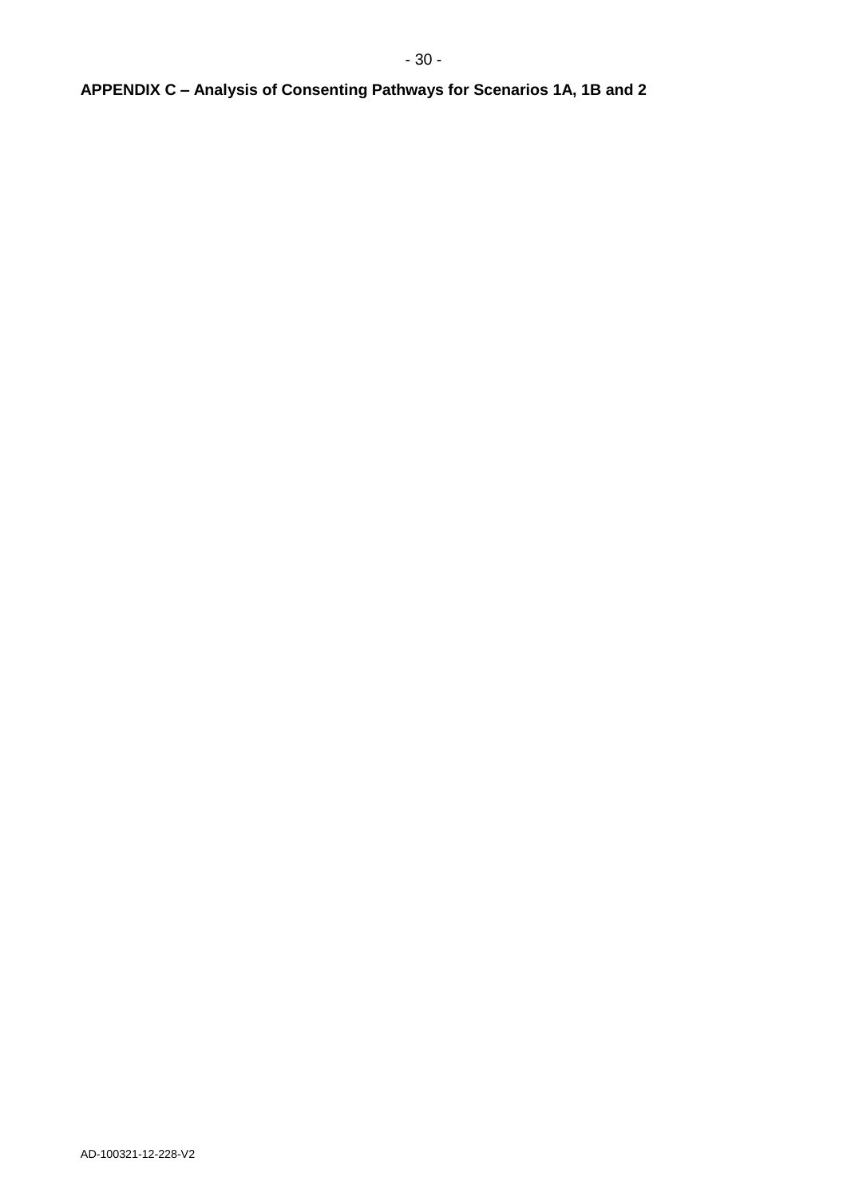# APPENDIX C – Analysis of Consenting Pathways for Scenarios 1A, 1B and 2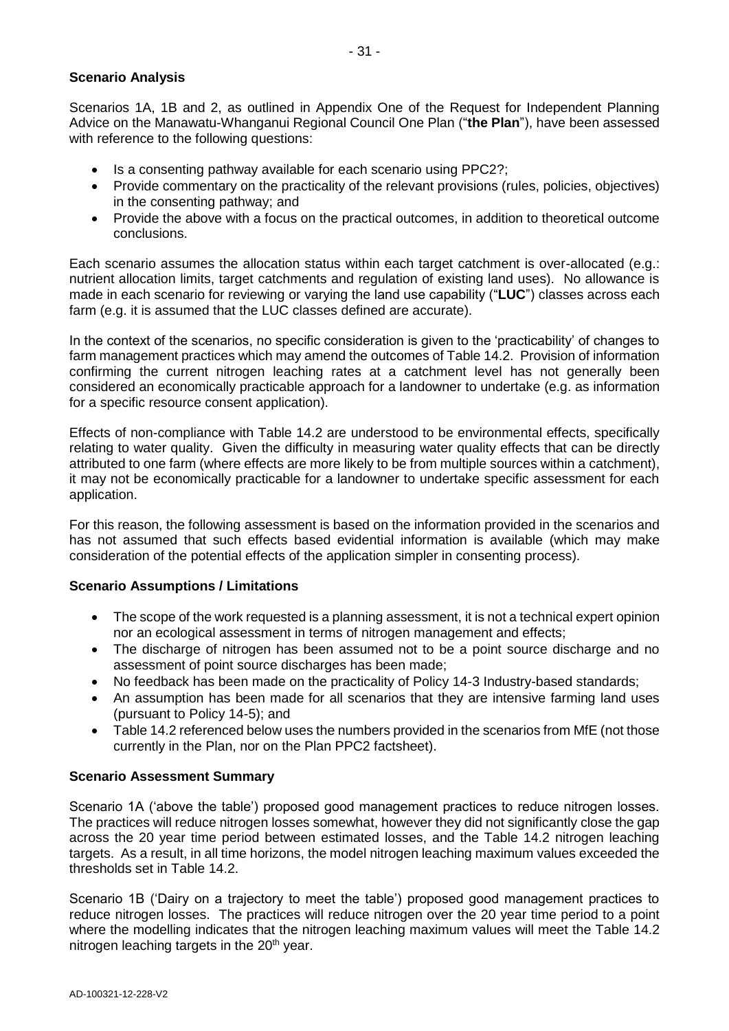## Scenario Analysis

Scenarios 1A, 1B and 2, as outlined in Appendix One of the Request for Independent Planning Advice on the Manawatu-Whanganui Regional Council One Plan ("**the Plan**"), have been assessed with reference to the following questions:

- Is a consenting pathway available for each scenario using PPC2?;
- Provide commentary on the practicality of the relevant provisions (rules, policies, objectives) in the consenting pathway; and
- Provide the above with a focus on the practical outcomes, in addition to theoretical outcome conclusions.

Each scenario assumes the allocation status within each target catchment is over-allocated (e.g.: nutrient allocation limits, target catchments and regulation of existing land uses). No allowance is made in each scenario for reviewing or varying the land use capability ("**LUC**") classes across each farm (e.g. it is assumed that the LUC classes defined are accurate).

In the context of the scenarios, no specific consideration is given to the 'practicability' of changes to farm management practices which may amend the outcomes of Table 14.2. Provision of information confirming the current nitrogen leaching rates at a catchment level has not generally been considered an economically practicable approach for a landowner to undertake (e.g. as information for a specific resource consent application).

Effects of non-compliance with Table 14.2 are understood to be environmental effects, specifically relating to water quality. Given the difficulty in measuring water quality effects that can be directly attributed to one farm (where effects are more likely to be from multiple sources within a catchment), it may not be economically practicable for a landowner to undertake specific assessment for each application.

For this reason, the following assessment is based on the information provided in the scenarios and has not assumed that such effects based evidential information is available (which may make consideration of the potential effects of the application simpler in consenting process).

## Scenario Assumptions / Limitations

- The scope of the work requested is a planning assessment, it is not a technical expert opinion nor an ecological assessment in terms of nitrogen management and effects;
- The discharge of nitrogen has been assumed not to be a point source discharge and no assessment of point source discharges has been made;
- No feedback has been made on the practicality of Policy 14-3 Industry-based standards;
- An assumption has been made for all scenarios that they are intensive farming land uses (pursuant to Policy 14-5); and
- Table 14.2 referenced below uses the numbers provided in the scenarios from MfE (not those currently in the Plan, nor on the Plan PPC2 factsheet).

## Scenario Assessment Summary

Scenario 1A ('above the table') proposed good management practices to reduce nitrogen losses. The practices will reduce nitrogen losses somewhat, however they did not significantly close the gap across the 20 year time period between estimated losses, and the Table 14.2 nitrogen leaching targets. As a result, in all time horizons, the model nitrogen leaching maximum values exceeded the thresholds set in Table 14.2.

Scenario 1B ('Dairy on a trajectory to meet the table') proposed good management practices to reduce nitrogen losses. The practices will reduce nitrogen over the 20 year time period to a point where the modelling indicates that the nitrogen leaching maximum values will meet the Table 14.2 nitrogen leaching targets in the 20th year.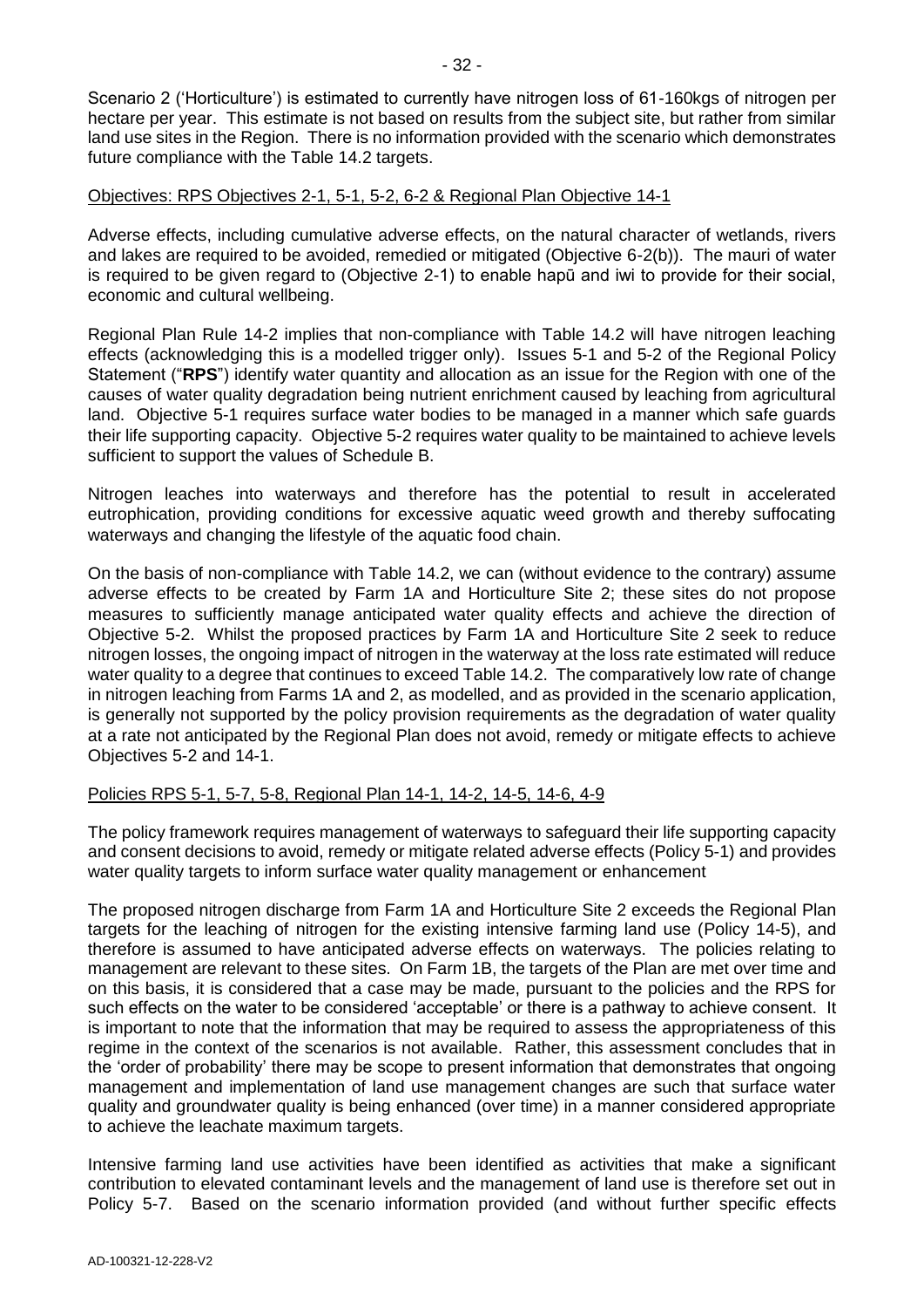Scenario 2 ('Horticulture') is estimated to currently have nitrogen loss of 61-160kgs of nitrogen per hectare per year. This estimate is not based on results from the subject site, but rather from similar land use sites in the Region. There is no information provided with the scenario which demonstrates future compliance with the Table 14.2 targets.

Objectives: RPS Objectives 2-1, 5-1, 5-2, 6-2 & Regional Plan Objective 14-1

Adverse effects, including cumulative adverse effects, on the natural character of wetlands, rivers and lakes are required to be avoided, remedied or mitigated (Objective 6-2(b)). The mauri of water is required to be given regard to (Objective 2-1) to enable hapū and iwi to provide for their social, economic and cultural wellbeing.

Regional Plan Rule 14-2 implies that non-compliance with Table 14.2 will have nitrogen leaching effects (acknowledging this is a modelled trigger only). Issues 5-1 and 5-2 of the Regional Policy Statement ("**RPS**") identify water quantity and allocation as an issue for the Region with one of the causes of water quality degradation being nutrient enrichment caused by leaching from agricultural land. Objective 5-1 requires surface water bodies to be managed in a manner which safe guards their life supporting capacity. Objective 5-2 requires water quality to be maintained to achieve levels sufficient to support the values of Schedule B.

Nitrogen leaches into waterways and therefore has the potential to result in accelerated eutrophication, providing conditions for excessive aquatic weed growth and thereby suffocating waterways and changing the lifestyle of the aquatic food chain.

On the basis of non-compliance with Table 14.2, we can (without evidence to the contrary) assume adverse effects to be created by Farm 1A and Horticulture Site 2; these sites do not propose measures to sufficiently manage anticipated water quality effects and achieve the direction of Objective 5-2. Whilst the proposed practices by Farm 1A and Horticulture Site 2 seek to reduce nitrogen losses, the ongoing impact of nitrogen in the waterway at the loss rate estimated will reduce water quality to a degree that continues to exceed Table 14.2. The comparatively low rate of change in nitrogen leaching from Farms 1A and 2, as modelled, and as provided in the scenario application, is generally not supported by the policy provision requirements as the degradation of water quality at a rate not anticipated by the Regional Plan does not avoid, remedy or mitigate effects to achieve Objectives 5-2 and 14-1.

Policies RPS 5-1, 5-7, 5-8, Regional Plan 14-1, 14-2, 14-5, 14-6, 4-9

The policy framework requires management of waterways to safeguard their life supporting capacity and consent decisions to avoid, remedy or mitigate related adverse effects (Policy 5-1) and provides water quality targets to inform surface water quality management or enhancement

The proposed nitrogen discharge from Farm 1A and Horticulture Site 2 exceeds the Regional Plan targets for the leaching of nitrogen for the existing intensive farming land use (Policy 14-5), and therefore is assumed to have anticipated adverse effects on waterways. The policies relating to management are relevant to these sites. On Farm 1B, the targets of the Plan are met over time and on this basis, it is considered that a case may be made, pursuant to the policies and the RPS for such effects on the water to be considered 'acceptable' or there is a pathway to achieve consent. It is important to note that the information that may be required to assess the appropriateness of this regime in the context of the scenarios is not available. Rather, this assessment concludes that in the 'order of probability' there may be scope to present information that demonstrates that ongoing management and implementation of land use management changes are such that surface water quality and groundwater quality is being enhanced (over time) in a manner considered appropriate to achieve the leachate maximum targets.

Intensive farming land use activities have been identified as activities that make a significant contribution to elevated contaminant levels and the management of land use is therefore set out in Policy 5-7. Based on the scenario information provided (and without further specific effects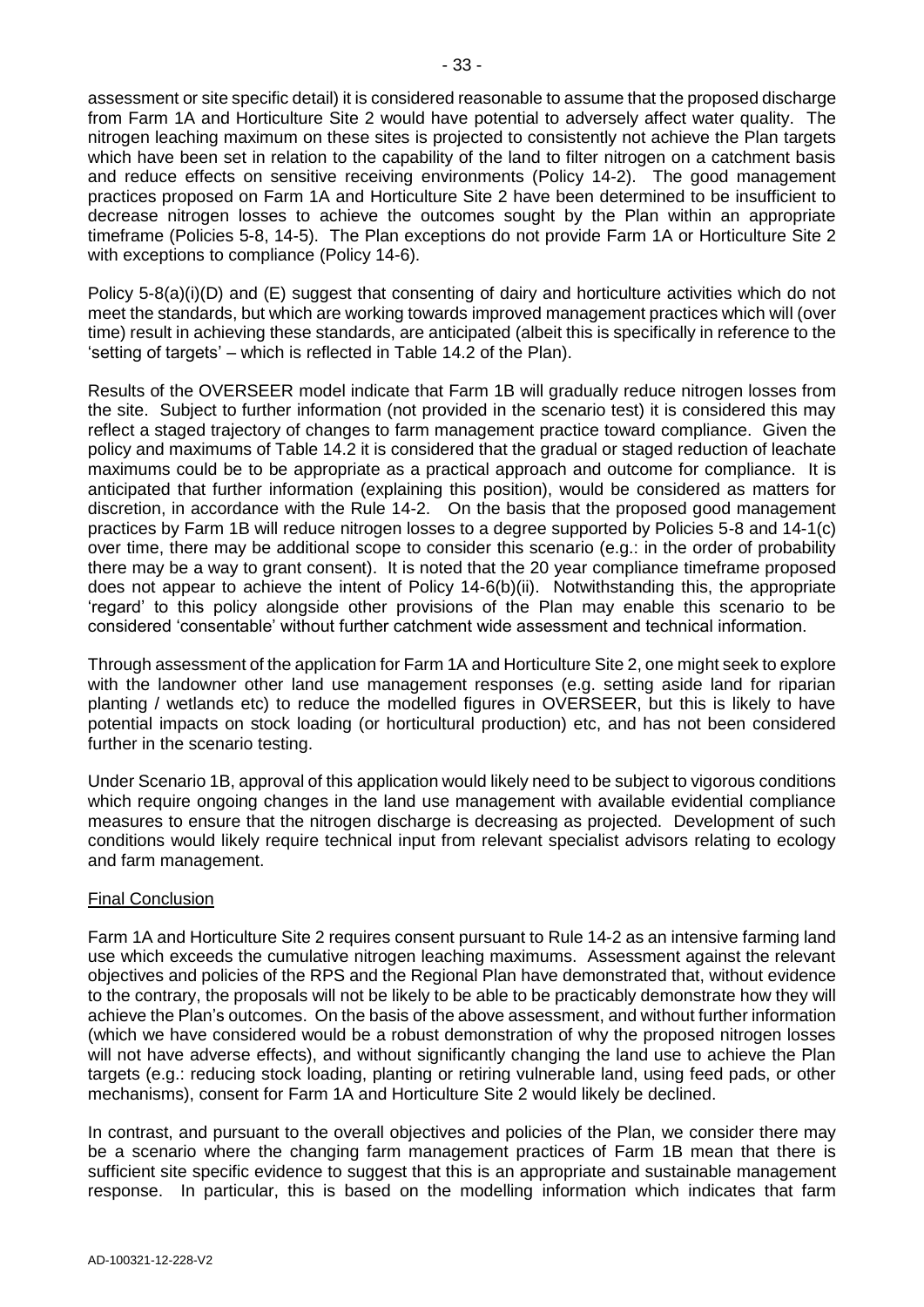assessment or site specific detail) it is considered reasonable to assume that the proposed discharge from Farm 1A and Horticulture Site 2 would have potential to adversely affect water quality. The nitrogen leaching maximum on these sites is projected to consistently not achieve the Plan targets which have been set in relation to the capability of the land to filter nitrogen on a catchment basis and reduce effects on sensitive receiving environments (Policy 14-2). The good management practices proposed on Farm 1A and Horticulture Site 2 have been determined to be insufficient to decrease nitrogen losses to achieve the outcomes sought by the Plan within an appropriate timeframe (Policies 5-8, 14-5). The Plan exceptions do not provide Farm 1A or Horticulture Site 2 with exceptions to compliance (Policy 14-6).

Policy 5-8(a)(i)(D) and (E) suggest that consenting of dairy and horticulture activities which do not meet the standards, but which are working towards improved management practices which will (over time) result in achieving these standards, are anticipated (albeit this is specifically in reference to the 'setting of targets' – which is reflected in Table 14.2 of the Plan).

Results of the OVERSEER model indicate that Farm 1B will gradually reduce nitrogen losses from the site. Subject to further information (not provided in the scenario test) it is considered this may reflect a staged trajectory of changes to farm management practice toward compliance. Given the policy and maximums of Table 14.2 it is considered that the gradual or staged reduction of leachate maximums could be to be appropriate as a practical approach and outcome for compliance. It is anticipated that further information (explaining this position), would be considered as matters for discretion, in accordance with the Rule 14-2. On the basis that the proposed good management practices by Farm 1B will reduce nitrogen losses to a degree supported by Policies 5-8 and 14-1(c) over time, there may be additional scope to consider this scenario (e.g.: in the order of probability there may be a way to grant consent). It is noted that the 20 year compliance timeframe proposed does not appear to achieve the intent of Policy 14-6(b)(ii). Notwithstanding this, the appropriate 'regard' to this policy alongside other provisions of the Plan may enable this scenario to be considered 'consentable' without further catchment wide assessment and technical information.

Through assessment of the application for Farm 1A and Horticulture Site 2, one might seek to explore with the landowner other land use management responses (e.g. setting aside land for riparian planting / wetlands etc) to reduce the modelled figures in OVERSEER, but this is likely to have potential impacts on stock loading (or horticultural production) etc, and has not been considered further in the scenario testing.

Under Scenario 1B, approval of this application would likely need to be subject to vigorous conditions which require ongoing changes in the land use management with available evidential compliance measures to ensure that the nitrogen discharge is decreasing as projected. Development of such conditions would likely require technical input from relevant specialist advisors relating to ecology and farm management.

## Final Conclusion

Farm 1A and Horticulture Site 2 requires consent pursuant to Rule 14-2 as an intensive farming land use which exceeds the cumulative nitrogen leaching maximums. Assessment against the relevant objectives and policies of the RPS and the Regional Plan have demonstrated that, without evidence to the contrary, the proposals will not be likely to be able to be practicably demonstrate how they will achieve the Plan's outcomes. On the basis of the above assessment, and without further information (which we have considered would be a robust demonstration of why the proposed nitrogen losses will not have adverse effects), and without significantly changing the land use to achieve the Plan targets (e.g.: reducing stock loading, planting or retiring vulnerable land, using feed pads, or other mechanisms), consent for Farm 1A and Horticulture Site 2 would likely be declined.

In contrast, and pursuant to the overall objectives and policies of the Plan, we consider there may be a scenario where the changing farm management practices of Farm 1B mean that there is sufficient site specific evidence to suggest that this is an appropriate and sustainable management response. In particular, this is based on the modelling information which indicates that farm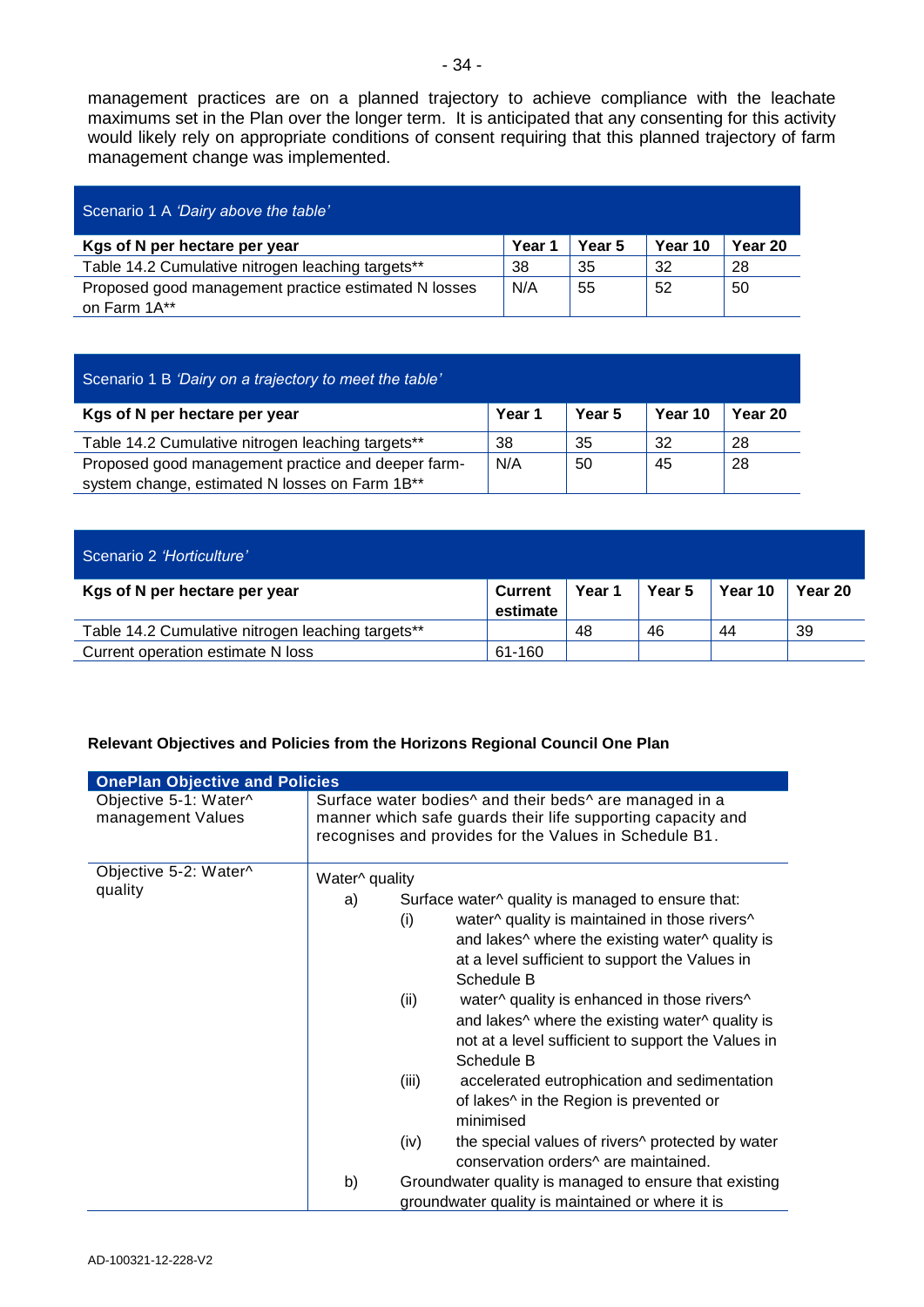management practices are on a planned trajectory to achieve compliance with the leachate maximums set in the Plan over the longer term. It is anticipated that any consenting for this activity would likely rely on appropriate conditions of consent requiring that this planned trajectory of farm management change was implemented.

| Scenario 1 A *'Dairy above the table'* | | | | |
|---|---|---|---|---|
| **Kgs of N per hectare per year** | **Year 1** | **Year 5** | **Year 10** | **Year 20** |
| Table 14.2 Cumulative nitrogen leaching targets** | 38 | 35 | 32 | 28 |
| Proposed good management practice estimated N losses on Farm 1A** | N/A | 55 | 52 | 50 |

| Scenario 1 B *'Dairy on a trajectory to meet the table'* | | | | |
|---|---|---|---|---|
| **Kgs of N per hectare per year** | **Year 1** | **Year 5** | **Year 10** | **Year 20** |
| Table 14.2 Cumulative nitrogen leaching targets** | 38 | 35 | 32 | 28 |
| Proposed good management practice and deeper farm-system change, estimated N losses on Farm 1B** | N/A | 50 | 45 | 28 |

| Scenario 2 *'Horticulture'* | | | | | |
|---|---|---|---|---|---|
| **Kgs of N per hectare per year** | **Current estimate** | **Year 1** | **Year 5** | **Year 10** | **Year 20** |
| Table 14.2 Cumulative nitrogen leaching targets** | | 48 | 46 | 44 | 39 |
| Current operation estimate N loss | 61-160 | | | | |

**Relevant Objectives and Policies from the Horizons Regional Council One Plan**

| OnePlan Objective and Policies | |
|---|---|
| Objective 5-1: Water^ management Values | Surface water bodies^ and their beds^ are managed in a manner which safe guards their life supporting capacity and recognises and provides for the Values in Schedule B1. |
| Objective 5-2: Water^ quality | Water^ quality<br>a) Surface water^ quality is managed to ensure that:<br>(i) water^ quality is maintained in those rivers^ and lakes^ where the existing water^ quality is at a level sufficient to support the Values in Schedule B<br>(ii) water^ quality is enhanced in those rivers^ and lakes^ where the existing water^ quality is not at a level sufficient to support the Values in Schedule B<br>(iii) accelerated eutrophication and sedimentation of lakes^ in the Region is prevented or minimised<br>(iv) the special values of rivers^ protected by water conservation orders^ are maintained.<br>b) Groundwater quality is managed to ensure that existing groundwater quality is maintained or where it is |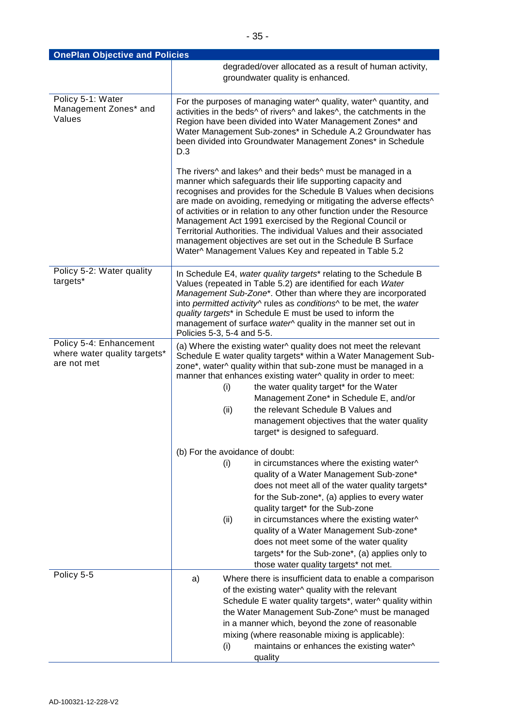| OnePlan Objective and Policies | |
|---|---|
| | degraded/over allocated as a result of human activity, groundwater quality is enhanced. |
| Policy 5-1: Water Management Zones* and Values | For the purposes of managing water^ quality, water^ quantity, and activities in the beds^ of rivers^ and lakes^, the catchments in the Region have been divided into Water Management Zones* and Water Management Sub-zones* in Schedule A.2 Groundwater has been divided into Groundwater Management Zones* in Schedule D.3<br><br>The rivers^ and lakes^ and their beds^ must be managed in a manner which safeguards their life supporting capacity and recognises and provides for the Schedule B Values when decisions are made on avoiding, remedying or mitigating the adverse effects^ of activities or in relation to any other function under the Resource Management Act 1991 exercised by the Regional Council or Territorial Authorities. The individual Values and their associated management objectives are set out in the Schedule B Surface Water^ Management Values Key and repeated in Table 5.2 |
| Policy 5-2: Water quality targets* | In Schedule E4, *water quality targets*\* relating to the Schedule B Values (repeated in Table 5.2) are identified for each *Water Management Sub-Zone*\*. Other than where they are incorporated into *permitted activity*^ rules as *conditions*^ to be met, the *water quality targets*\* in Schedule E must be used to inform the management of surface *water*^ quality in the manner set out in Policies 5-3, 5-4 and 5-5. |
| Policy 5-4: Enhancement where water quality targets* are not met | (a) Where the existing water^ quality does not meet the relevant Schedule E water quality targets* within a Water Management Sub-zone*, water^ quality within that sub-zone must be managed in a manner that enhances existing water^ quality in order to meet:<br>(i) the water quality target* for the Water Management Zone* in Schedule E, and/or<br>(ii) the relevant Schedule B Values and management objectives that the water quality target* is designed to safeguard.<br><br>(b) For the avoidance of doubt:<br>(i) in circumstances where the existing water^ quality of a Water Management Sub-zone* does not meet all of the water quality targets* for the Sub-zone*, (a) applies to every water quality target* for the Sub-zone<br>(ii) in circumstances where the existing water^ quality of a Water Management Sub-zone* does not meet some of the water quality targets* for the Sub-zone*, (a) applies only to those water quality targets* not met. |
| Policy 5-5 | a) Where there is insufficient data to enable a comparison of the existing water^ quality with the relevant Schedule E water quality targets*, water^ quality within the Water Management Sub-Zone^ must be managed in a manner which, beyond the zone of reasonable mixing (where reasonable mixing is applicable):<br>(i) maintains or enhances the existing water^ quality |

AD-100321-12-228-V2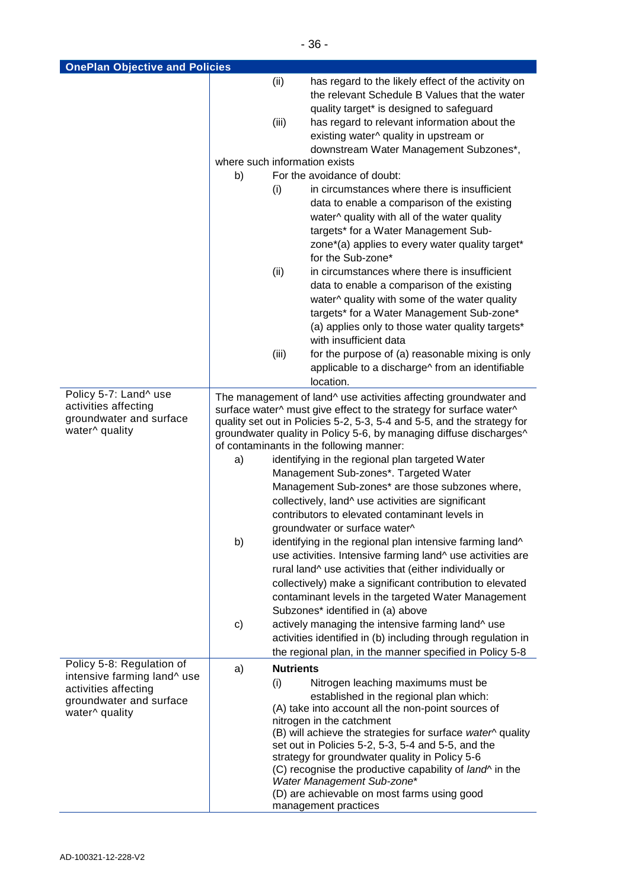| OnePlan Objective and Policies | |
|---|---|
| | (ii) has regard to the likely effect of the activity on the relevant Schedule B Values that the water quality target* is designed to safeguard<br>(iii) has regard to relevant information about the existing water^ quality in upstream or downstream Water Management Subzones*,<br>where such information exists<br>b) For the avoidance of doubt:<br>(i) in circumstances where there is insufficient data to enable a comparison of the existing water^ quality with all of the water quality targets* for a Water Management Sub-zone*(a) applies to every water quality target* for the Sub-zone*<br>(ii) in circumstances where there is insufficient data to enable a comparison of the existing water^ quality with some of the water quality targets* for a Water Management Sub-zone* (a) applies only to those water quality targets* with insufficient data<br>(iii) for the purpose of (a) reasonable mixing is only applicable to a discharge^ from an identifiable location. |
| Policy 5-7: Land^ use activities affecting groundwater and surface water^ quality | The management of land^ use activities affecting groundwater and surface water^ must give effect to the strategy for surface water^ quality set out in Policies 5-2, 5-3, 5-4 and 5-5, and the strategy for groundwater quality in Policy 5-6, by managing diffuse discharges^ of contaminants in the following manner:<br>a) identifying in the regional plan targeted Water Management Sub-zones*. Targeted Water Management Sub-zones* are those subzones where, collectively, land^ use activities are significant contributors to elevated contaminant levels in groundwater or surface water^<br>b) identifying in the regional plan intensive farming land^ use activities. Intensive farming land^ use activities are rural land^ use activities that (either individually or collectively) make a significant contribution to elevated contaminant levels in the targeted Water Management Subzones* identified in (a) above<br>c) actively managing the intensive farming land^ use activities identified in (b) including through regulation in the regional plan, in the manner specified in Policy 5-8 |
| Policy 5-8: Regulation of intensive farming land^ use activities affecting groundwater and surface water^ quality | a) **Nutrients**<br>(i) Nitrogen leaching maximums must be established in the regional plan which:<br>(A) take into account all the non-point sources of nitrogen in the catchment<br>(B) will achieve the strategies for surface *water*^ quality set out in Policies 5-2, 5-3, 5-4 and 5-5, and the strategy for groundwater quality in Policy 5-6<br>(C) recognise the productive capability of *land*^ in the *Water Management Sub-zone**<br>(D) are achievable on most farms using good management practices |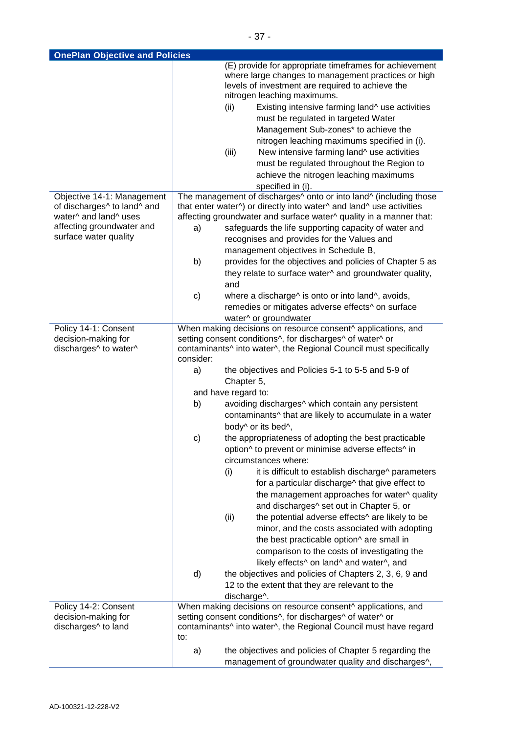| OnePlan Objective and Policies | |
|---|---|
| | (E) provide for appropriate timeframes for achievement where large changes to management practices or high levels of investment are required to achieve the nitrogen leaching maximums.<br>(ii) Existing intensive farming land^ use activities must be regulated in targeted Water Management Sub-zones* to achieve the nitrogen leaching maximums specified in (i).<br>(iii) New intensive farming land^ use activities must be regulated throughout the Region to achieve the nitrogen leaching maximums specified in (i). |
| Objective 14-1: Management of discharges^ to land^ and water^ and land^ uses affecting groundwater and surface water quality | The management of discharges^ onto or into land^ (including those that enter water^) or directly into water^ and land^ use activities affecting groundwater and surface water^ quality in a manner that:<br>a) safeguards the life supporting capacity of water and recognises and provides for the Values and management objectives in Schedule B,<br>b) provides for the objectives and policies of Chapter 5 as they relate to surface water^ and groundwater quality, and<br>c) where a discharge^ is onto or into land^, avoids, remedies or mitigates adverse effects^ on surface water^ or groundwater |
| Policy 14-1: Consent decision-making for discharges^ to water^ | When making decisions on resource consent^ applications, and setting consent conditions^, for discharges^ of water^ or contaminants^ into water^, the Regional Council must specifically consider:<br>a) the objectives and Policies 5-1 to 5-5 and 5-9 of Chapter 5,<br>and have regard to:<br>b) avoiding discharges^ which contain any persistent contaminants^ that are likely to accumulate in a water body^ or its bed^,<br>c) the appropriateness of adopting the best practicable option^ to prevent or minimise adverse effects^ in circumstances where:<br>(i) it is difficult to establish discharge^ parameters for a particular discharge^ that give effect to the management approaches for water^ quality and discharges^ set out in Chapter 5, or<br>(ii) the potential adverse effects^ are likely to be minor, and the costs associated with adopting the best practicable option^ are small in comparison to the costs of investigating the likely effects^ on land^ and water^, and<br>d) the objectives and policies of Chapters 2, 3, 6, 9 and 12 to the extent that they are relevant to the discharge^. |
| Policy 14-2: Consent decision-making for discharges^ to land | When making decisions on resource consent^ applications, and setting consent conditions^, for discharges^ of water^ or contaminants^ into water^, the Regional Council must have regard to:<br>a) the objectives and policies of Chapter 5 regarding the management of groundwater quality and discharges^, |

AD-100321-12-228-V2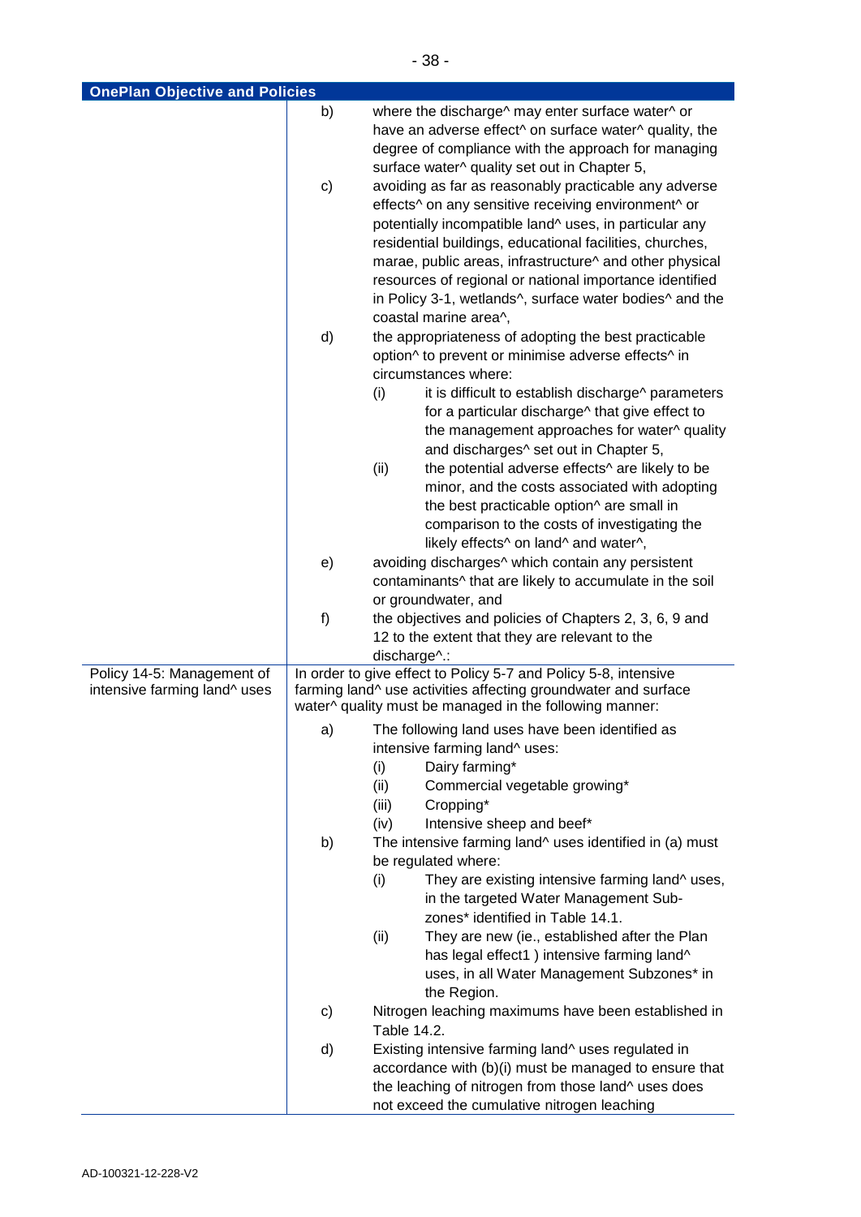| OnePlan Objective and Policies | |
|---|---|
| | b) where the discharge^ may enter surface water^ or have an adverse effect^ on surface water^ quality, the degree of compliance with the approach for managing surface water^ quality set out in Chapter 5,<br>c) avoiding as far as reasonably practicable any adverse effects^ on any sensitive receiving environment^ or potentially incompatible land^ uses, in particular any residential buildings, educational facilities, churches, marae, public areas, infrastructure^ and other physical resources of regional or national importance identified in Policy 3-1, wetlands^, surface water bodies^ and the coastal marine area^,<br>d) the appropriateness of adopting the best practicable option^ to prevent or minimise adverse effects^ in circumstances where:<br>(i) it is difficult to establish discharge^ parameters for a particular discharge^ that give effect to the management approaches for water^ quality and discharges^ set out in Chapter 5,<br>(ii) the potential adverse effects^ are likely to be minor, and the costs associated with adopting the best practicable option^ are small in comparison to the costs of investigating the likely effects^ on land^ and water^,<br>e) avoiding discharges^ which contain any persistent contaminants^ that are likely to accumulate in the soil or groundwater, and<br>f) the objectives and policies of Chapters 2, 3, 6, 9 and 12 to the extent that they are relevant to the discharge^.: |
| Policy 14-5: Management of intensive farming land^ uses | In order to give effect to Policy 5-7 and Policy 5-8, intensive farming land^ use activities affecting groundwater and surface water^ quality must be managed in the following manner:<br>a) The following land uses have been identified as intensive farming land^ uses:<br>(i) Dairy farming*<br>(ii) Commercial vegetable growing*<br>(iii) Cropping*<br>(iv) Intensive sheep and beef*<br>b) The intensive farming land^ uses identified in (a) must be regulated where:<br>(i) They are existing intensive farming land^ uses, in the targeted Water Management Sub-zones* identified in Table 14.1.<br>(ii) They are new (ie., established after the Plan has legal effect1 ) intensive farming land^ uses, in all Water Management Subzones* in the Region.<br>c) Nitrogen leaching maximums have been established in Table 14.2.<br>d) Existing intensive farming land^ uses regulated in accordance with (b)(i) must be managed to ensure that the leaching of nitrogen from those land^ uses does not exceed the cumulative nitrogen leaching |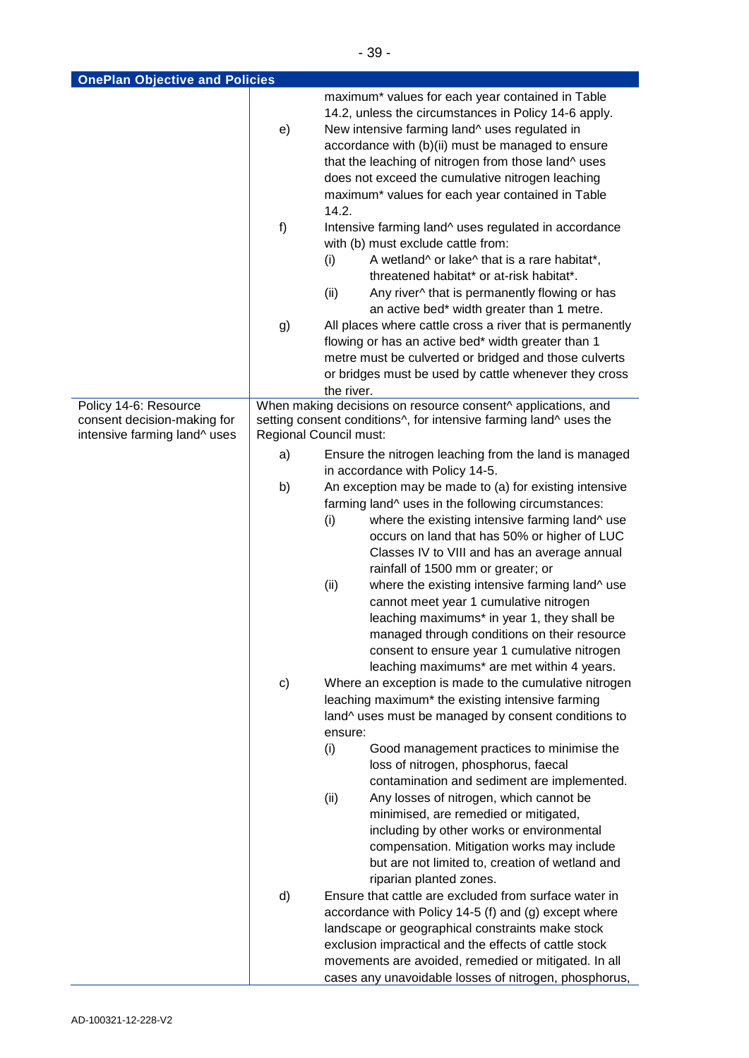| OnePlan Objective and Policies | |
|---|---|
| | maximum* values for each year contained in Table 14.2, unless the circumstances in Policy 14-6 apply.<br>e) New intensive farming land^ uses regulated in accordance with (b)(ii) must be managed to ensure that the leaching of nitrogen from those land^ uses does not exceed the cumulative nitrogen leaching maximum* values for each year contained in Table 14.2.<br>f) Intensive farming land^ uses regulated in accordance with (b) must exclude cattle from:<br>(i) A wetland^ or lake^ that is a rare habitat*, threatened habitat* or at-risk habitat*.<br>(ii) Any river^ that is permanently flowing or has an active bed* width greater than 1 metre.<br>g) All places where cattle cross a river that is permanently flowing or has an active bed* width greater than 1 metre must be culverted or bridged and those culverts or bridges must be used by cattle whenever they cross the river. |
| Policy 14-6: Resource consent decision-making for intensive farming land^ uses | When making decisions on resource consent^ applications, and setting consent conditions^, for intensive farming land^ uses the Regional Council must:<br>a) Ensure the nitrogen leaching from the land is managed in accordance with Policy 14-5.<br>b) An exception may be made to (a) for existing intensive farming land^ uses in the following circumstances:<br>(i) where the existing intensive farming land^ use occurs on land that has 50% or higher of LUC Classes IV to VIII and has an average annual rainfall of 1500 mm or greater; or<br>(ii) where the existing intensive farming land^ use cannot meet year 1 cumulative nitrogen leaching maximums* in year 1, they shall be managed through conditions on their resource consent to ensure year 1 cumulative nitrogen leaching maximums* are met within 4 years.<br>c) Where an exception is made to the cumulative nitrogen leaching maximum* the existing intensive farming land^ uses must be managed by consent conditions to ensure:<br>(i) Good management practices to minimise the loss of nitrogen, phosphorus, faecal contamination and sediment are implemented.<br>(ii) Any losses of nitrogen, which cannot be minimised, are remedied or mitigated, including by other works or environmental compensation. Mitigation works may include but are not limited to, creation of wetland and riparian planted zones.<br>d) Ensure that cattle are excluded from surface water in accordance with Policy 14-5 (f) and (g) except where landscape or geographical constraints make stock exclusion impractical and the effects of cattle stock movements are avoided, remedied or mitigated. In all cases any unavoidable losses of nitrogen, phosphorus, |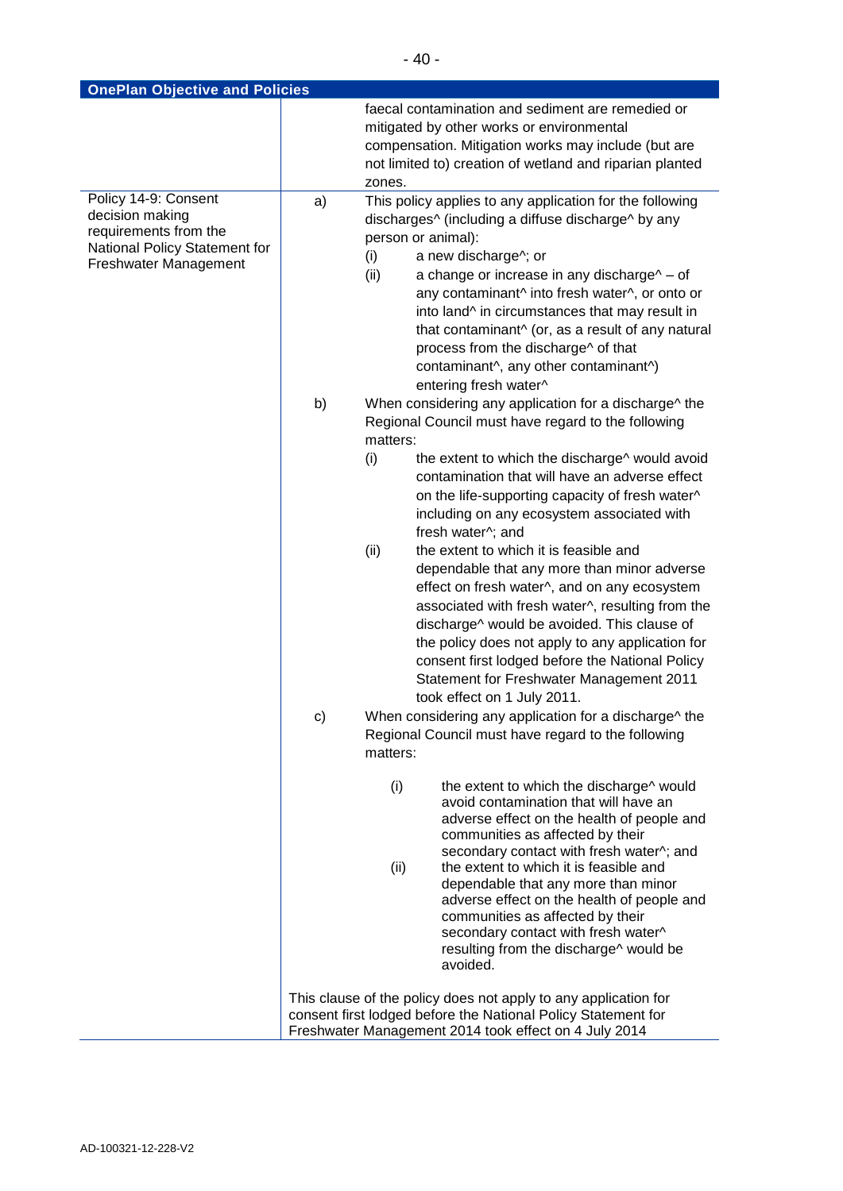| OnePlan Objective and Policies | | |
|---|---|---|
| | | faecal contamination and sediment are remedied or mitigated by other works or environmental compensation. Mitigation works may include (but are not limited to) creation of wetland and riparian planted zones. |
| Policy 14-9: Consent decision making requirements from the National Policy Statement for Freshwater Management | a) | This policy applies to any application for the following discharges^ (including a diffuse discharge^ by any person or animal):<br>(i) a new discharge^; or<br>(ii) a change or increase in any discharge^ – of any contaminant^ into fresh water^, or onto or into land^ in circumstances that may result in that contaminant^ (or, as a result of any natural process from the discharge^ of that contaminant^, any other contaminant^) entering fresh water^ |
| | b) | When considering any application for a discharge^ the Regional Council must have regard to the following matters:<br>(i) the extent to which the discharge^ would avoid contamination that will have an adverse effect on the life-supporting capacity of fresh water^ including on any ecosystem associated with fresh water^; and<br>(ii) the extent to which it is feasible and dependable that any more than minor adverse effect on fresh water^, and on any ecosystem associated with fresh water^, resulting from the discharge^ would be avoided. This clause of the policy does not apply to any application for consent first lodged before the National Policy Statement for Freshwater Management 2011 took effect on 1 July 2011. |
| | c) | When considering any application for a discharge^ the Regional Council must have regard to the following matters:<br>(i) the extent to which the discharge^ would avoid contamination that will have an adverse effect on the health of people and communities as affected by their secondary contact with fresh water^; and<br>(ii) the extent to which it is feasible and dependable that any more than minor adverse effect on the health of people and communities as affected by their secondary contact with fresh water^ resulting from the discharge^ would be avoided.<br><br>This clause of the policy does not apply to any application for consent first lodged before the National Policy Statement for Freshwater Management 2014 took effect on 4 July 2014 |

AD-100321-12-228-V2